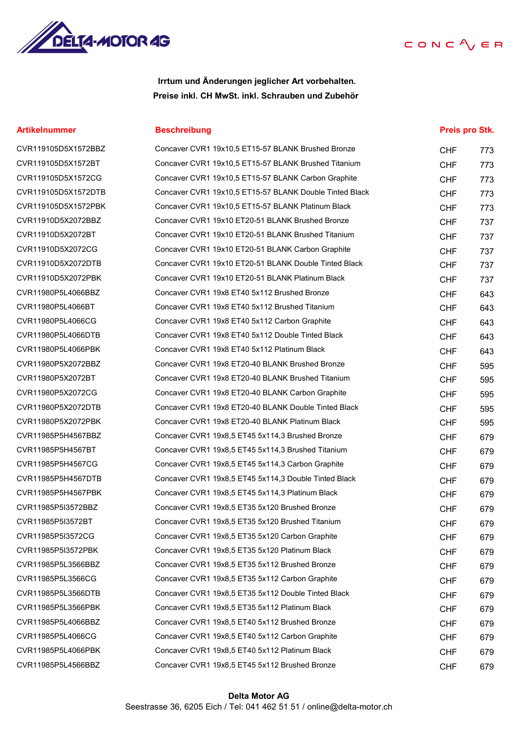**Irrtum und Änderungen jeglicher Art vorbehalten.**
**Preise inkl. CH MwSt. inkl. Schrauben und Zubehör**

| Artikelnummer | Beschreibung | Preis pro Stk. | |
|---|---|---|---|
| CVR119105D5X1572BBZ | Concaver CVR1 19x10,5 ET15-57 BLANK Brushed Bronze | CHF | 773 |
| CVR119105D5X1572BT | Concaver CVR1 19x10,5 ET15-57 BLANK Brushed Titanium | CHF | 773 |
| CVR119105D5X1572CG | Concaver CVR1 19x10,5 ET15-57 BLANK Carbon Graphite | CHF | 773 |
| CVR119105D5X1572DTB | Concaver CVR1 19x10,5 ET15-57 BLANK Double Tinted Black | CHF | 773 |
| CVR119105D5X1572PBK | Concaver CVR1 19x10,5 ET15-57 BLANK Platinum Black | CHF | 773 |
| CVR11910D5X2072BBZ | Concaver CVR1 19x10 ET20-51 BLANK Brushed Bronze | CHF | 737 |
| CVR11910D5X2072BT | Concaver CVR1 19x10 ET20-51 BLANK Brushed Titanium | CHF | 737 |
| CVR11910D5X2072CG | Concaver CVR1 19x10 ET20-51 BLANK Carbon Graphite | CHF | 737 |
| CVR11910D5X2072DTB | Concaver CVR1 19x10 ET20-51 BLANK Double Tinted Black | CHF | 737 |
| CVR11910D5X2072PBK | Concaver CVR1 19x10 ET20-51 BLANK Platinum Black | CHF | 737 |
| CVR11980P5L4066BBZ | Concaver CVR1 19x8 ET40 5x112 Brushed Bronze | CHF | 643 |
| CVR11980P5L4066BT | Concaver CVR1 19x8 ET40 5x112 Brushed Titanium | CHF | 643 |
| CVR11980P5L4066CG | Concaver CVR1 19x8 ET40 5x112 Carbon Graphite | CHF | 643 |
| CVR11980P5L4066DTB | Concaver CVR1 19x8 ET40 5x112 Double Tinted Black | CHF | 643 |
| CVR11980P5L4066PBK | Concaver CVR1 19x8 ET40 5x112 Platinum Black | CHF | 643 |
| CVR11980P5X2072BBZ | Concaver CVR1 19x8 ET20-40 BLANK Brushed Bronze | CHF | 595 |
| CVR11980P5X2072BT | Concaver CVR1 19x8 ET20-40 BLANK Brushed Titanium | CHF | 595 |
| CVR11980P5X2072CG | Concaver CVR1 19x8 ET20-40 BLANK Carbon Graphite | CHF | 595 |
| CVR11980P5X2072DTB | Concaver CVR1 19x8 ET20-40 BLANK Double Tinted Black | CHF | 595 |
| CVR11980P5X2072PBK | Concaver CVR1 19x8 ET20-40 BLANK Platinum Black | CHF | 595 |
| CVR11985P5H4567BBZ | Concaver CVR1 19x8,5 ET45 5x114,3 Brushed Bronze | CHF | 679 |
| CVR11985P5H4567BT | Concaver CVR1 19x8,5 ET45 5x114,3 Brushed Titanium | CHF | 679 |
| CVR11985P5H4567CG | Concaver CVR1 19x8,5 ET45 5x114,3 Carbon Graphite | CHF | 679 |
| CVR11985P5H4567DTB | Concaver CVR1 19x8,5 ET45 5x114,3 Double Tinted Black | CHF | 679 |
| CVR11985P5H4567PBK | Concaver CVR1 19x8,5 ET45 5x114,3 Platinum Black | CHF | 679 |
| CVR11985P5I3572BBZ | Concaver CVR1 19x8,5 ET35 5x120 Brushed Bronze | CHF | 679 |
| CVR11985P5I3572BT | Concaver CVR1 19x8,5 ET35 5x120 Brushed Titanium | CHF | 679 |
| CVR11985P5I3572CG | Concaver CVR1 19x8,5 ET35 5x120 Carbon Graphite | CHF | 679 |
| CVR11985P5I3572PBK | Concaver CVR1 19x8,5 ET35 5x120 Platinum Black | CHF | 679 |
| CVR11985P5L3566BBZ | Concaver CVR1 19x8,5 ET35 5x112 Brushed Bronze | CHF | 679 |
| CVR11985P5L3566CG | Concaver CVR1 19x8,5 ET35 5x112 Carbon Graphite | CHF | 679 |
| CVR11985P5L3566DTB | Concaver CVR1 19x8,5 ET35 5x112 Double Tinted Black | CHF | 679 |
| CVR11985P5L3566PBK | Concaver CVR1 19x8,5 ET35 5x112 Platinum Black | CHF | 679 |
| CVR11985P5L4066BBZ | Concaver CVR1 19x8,5 ET40 5x112 Brushed Bronze | CHF | 679 |
| CVR11985P5L4066CG | Concaver CVR1 19x8,5 ET40 5x112 Carbon Graphite | CHF | 679 |
| CVR11985P5L4066PBK | Concaver CVR1 19x8,5 ET40 5x112 Platinum Black | CHF | 679 |
| CVR11985P5L4566BBZ | Concaver CVR1 19x8,5 ET45 5x112 Brushed Bronze | CHF | 679 |

**Delta Motor AG**
Seestrasse 36, 6205 Eich / Tel: 041 462 51 51 / online@delta-motor.ch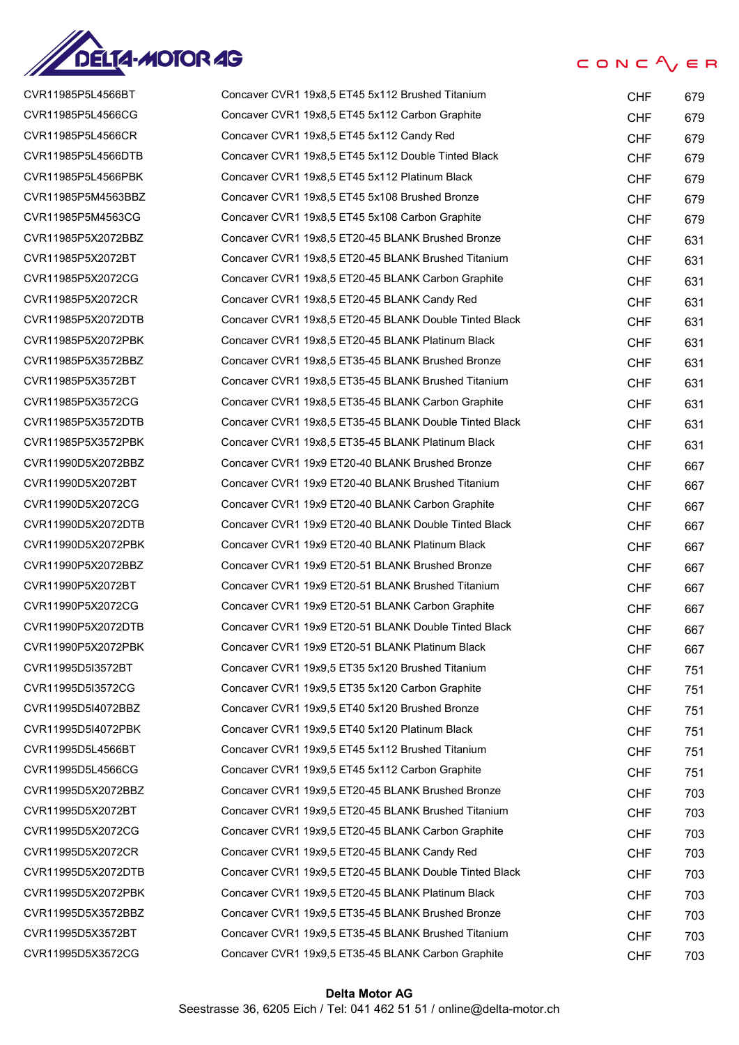| | | | |
|---|---|---|---|
| CVR11985P5L4566BT | Concaver CVR1 19x8,5 ET45 5x112 Brushed Titanium | CHF | 679 |
| CVR11985P5L4566CG | Concaver CVR1 19x8,5 ET45 5x112 Carbon Graphite | CHF | 679 |
| CVR11985P5L4566CR | Concaver CVR1 19x8,5 ET45 5x112 Candy Red | CHF | 679 |
| CVR11985P5L4566DTB | Concaver CVR1 19x8,5 ET45 5x112 Double Tinted Black | CHF | 679 |
| CVR11985P5L4566PBK | Concaver CVR1 19x8,5 ET45 5x112 Platinum Black | CHF | 679 |
| CVR11985P5M4563BBZ | Concaver CVR1 19x8,5 ET45 5x108 Brushed Bronze | CHF | 679 |
| CVR11985P5M4563CG | Concaver CVR1 19x8,5 ET45 5x108 Carbon Graphite | CHF | 679 |
| CVR11985P5X2072BBZ | Concaver CVR1 19x8,5 ET20-45 BLANK Brushed Bronze | CHF | 631 |
| CVR11985P5X2072BT | Concaver CVR1 19x8,5 ET20-45 BLANK Brushed Titanium | CHF | 631 |
| CVR11985P5X2072CG | Concaver CVR1 19x8,5 ET20-45 BLANK Carbon Graphite | CHF | 631 |
| CVR11985P5X2072CR | Concaver CVR1 19x8,5 ET20-45 BLANK Candy Red | CHF | 631 |
| CVR11985P5X2072DTB | Concaver CVR1 19x8,5 ET20-45 BLANK Double Tinted Black | CHF | 631 |
| CVR11985P5X2072PBK | Concaver CVR1 19x8,5 ET20-45 BLANK Platinum Black | CHF | 631 |
| CVR11985P5X3572BBZ | Concaver CVR1 19x8,5 ET35-45 BLANK Brushed Bronze | CHF | 631 |
| CVR11985P5X3572BT | Concaver CVR1 19x8,5 ET35-45 BLANK Brushed Titanium | CHF | 631 |
| CVR11985P5X3572CG | Concaver CVR1 19x8,5 ET35-45 BLANK Carbon Graphite | CHF | 631 |
| CVR11985P5X3572DTB | Concaver CVR1 19x8,5 ET35-45 BLANK Double Tinted Black | CHF | 631 |
| CVR11985P5X3572PBK | Concaver CVR1 19x8,5 ET35-45 BLANK Platinum Black | CHF | 631 |
| CVR11990D5X2072BBZ | Concaver CVR1 19x9 ET20-40 BLANK Brushed Bronze | CHF | 667 |
| CVR11990D5X2072BT | Concaver CVR1 19x9 ET20-40 BLANK Brushed Titanium | CHF | 667 |
| CVR11990D5X2072CG | Concaver CVR1 19x9 ET20-40 BLANK Carbon Graphite | CHF | 667 |
| CVR11990D5X2072DTB | Concaver CVR1 19x9 ET20-40 BLANK Double Tinted Black | CHF | 667 |
| CVR11990D5X2072PBK | Concaver CVR1 19x9 ET20-40 BLANK Platinum Black | CHF | 667 |
| CVR11990P5X2072BBZ | Concaver CVR1 19x9 ET20-51 BLANK Brushed Bronze | CHF | 667 |
| CVR11990P5X2072BT | Concaver CVR1 19x9 ET20-51 BLANK Brushed Titanium | CHF | 667 |
| CVR11990P5X2072CG | Concaver CVR1 19x9 ET20-51 BLANK Carbon Graphite | CHF | 667 |
| CVR11990P5X2072DTB | Concaver CVR1 19x9 ET20-51 BLANK Double Tinted Black | CHF | 667 |
| CVR11990P5X2072PBK | Concaver CVR1 19x9 ET20-51 BLANK Platinum Black | CHF | 667 |
| CVR11995D5I3572BT | Concaver CVR1 19x9,5 ET35 5x120 Brushed Titanium | CHF | 751 |
| CVR11995D5I3572CG | Concaver CVR1 19x9,5 ET35 5x120 Carbon Graphite | CHF | 751 |
| CVR11995D5I4072BBZ | Concaver CVR1 19x9,5 ET40 5x120 Brushed Bronze | CHF | 751 |
| CVR11995D5I4072PBK | Concaver CVR1 19x9,5 ET40 5x120 Platinum Black | CHF | 751 |
| CVR11995D5L4566BT | Concaver CVR1 19x9,5 ET45 5x112 Brushed Titanium | CHF | 751 |
| CVR11995D5L4566CG | Concaver CVR1 19x9,5 ET45 5x112 Carbon Graphite | CHF | 751 |
| CVR11995D5X2072BBZ | Concaver CVR1 19x9,5 ET20-45 BLANK Brushed Bronze | CHF | 703 |
| CVR11995D5X2072BT | Concaver CVR1 19x9,5 ET20-45 BLANK Brushed Titanium | CHF | 703 |
| CVR11995D5X2072CG | Concaver CVR1 19x9,5 ET20-45 BLANK Carbon Graphite | CHF | 703 |
| CVR11995D5X2072CR | Concaver CVR1 19x9,5 ET20-45 BLANK Candy Red | CHF | 703 |
| CVR11995D5X2072DTB | Concaver CVR1 19x9,5 ET20-45 BLANK Double Tinted Black | CHF | 703 |
| CVR11995D5X2072PBK | Concaver CVR1 19x9,5 ET20-45 BLANK Platinum Black | CHF | 703 |
| CVR11995D5X3572BBZ | Concaver CVR1 19x9,5 ET35-45 BLANK Brushed Bronze | CHF | 703 |
| CVR11995D5X3572BT | Concaver CVR1 19x9,5 ET35-45 BLANK Brushed Titanium | CHF | 703 |
| CVR11995D5X3572CG | Concaver CVR1 19x9,5 ET35-45 BLANK Carbon Graphite | CHF | 703 |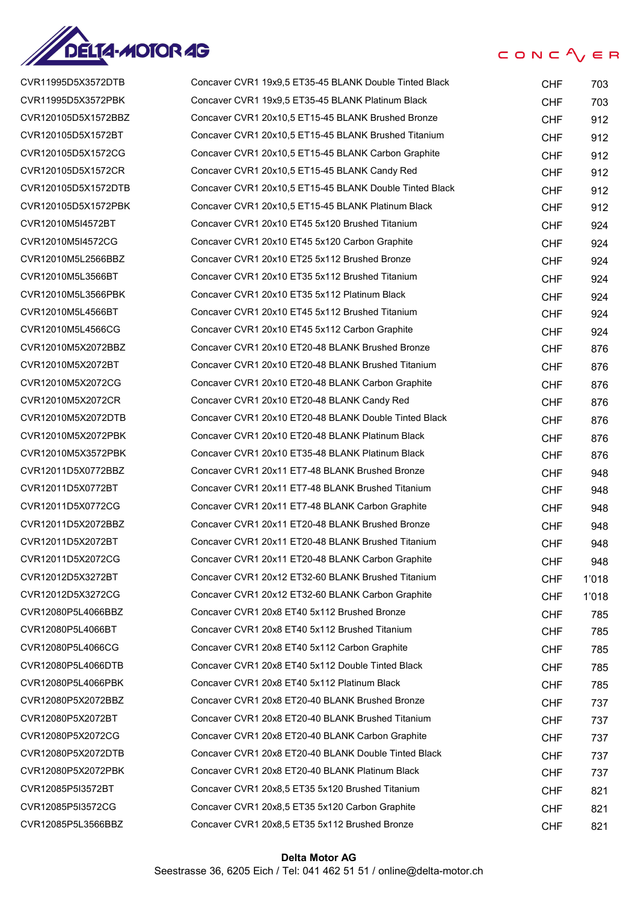| | | | |
|---|---|---|---|
| CVR11995D5X3572DTB | Concaver CVR1 19x9,5 ET35-45 BLANK Double Tinted Black | CHF | 703 |
| CVR11995D5X3572PBK | Concaver CVR1 19x9,5 ET35-45 BLANK Platinum Black | CHF | 703 |
| CVR120105D5X1572BBZ | Concaver CVR1 20x10,5 ET15-45 BLANK Brushed Bronze | CHF | 912 |
| CVR120105D5X1572BT | Concaver CVR1 20x10,5 ET15-45 BLANK Brushed Titanium | CHF | 912 |
| CVR120105D5X1572CG | Concaver CVR1 20x10,5 ET15-45 BLANK Carbon Graphite | CHF | 912 |
| CVR120105D5X1572CR | Concaver CVR1 20x10,5 ET15-45 BLANK Candy Red | CHF | 912 |
| CVR120105D5X1572DTB | Concaver CVR1 20x10,5 ET15-45 BLANK Double Tinted Black | CHF | 912 |
| CVR120105D5X1572PBK | Concaver CVR1 20x10,5 ET15-45 BLANK Platinum Black | CHF | 912 |
| CVR12010M5I4572BT | Concaver CVR1 20x10 ET45 5x120 Brushed Titanium | CHF | 924 |
| CVR12010M5I4572CG | Concaver CVR1 20x10 ET45 5x120 Carbon Graphite | CHF | 924 |
| CVR12010M5L2566BBZ | Concaver CVR1 20x10 ET25 5x112 Brushed Bronze | CHF | 924 |
| CVR12010M5L3566BT | Concaver CVR1 20x10 ET35 5x112 Brushed Titanium | CHF | 924 |
| CVR12010M5L3566PBK | Concaver CVR1 20x10 ET35 5x112 Platinum Black | CHF | 924 |
| CVR12010M5L4566BT | Concaver CVR1 20x10 ET45 5x112 Brushed Titanium | CHF | 924 |
| CVR12010M5L4566CG | Concaver CVR1 20x10 ET45 5x112 Carbon Graphite | CHF | 924 |
| CVR12010M5X2072BBZ | Concaver CVR1 20x10 ET20-48 BLANK Brushed Bronze | CHF | 876 |
| CVR12010M5X2072BT | Concaver CVR1 20x10 ET20-48 BLANK Brushed Titanium | CHF | 876 |
| CVR12010M5X2072CG | Concaver CVR1 20x10 ET20-48 BLANK Carbon Graphite | CHF | 876 |
| CVR12010M5X2072CR | Concaver CVR1 20x10 ET20-48 BLANK Candy Red | CHF | 876 |
| CVR12010M5X2072DTB | Concaver CVR1 20x10 ET20-48 BLANK Double Tinted Black | CHF | 876 |
| CVR12010M5X2072PBK | Concaver CVR1 20x10 ET20-48 BLANK Platinum Black | CHF | 876 |
| CVR12010M5X3572PBK | Concaver CVR1 20x10 ET35-48 BLANK Platinum Black | CHF | 876 |
| CVR12011D5X0772BBZ | Concaver CVR1 20x11 ET7-48 BLANK Brushed Bronze | CHF | 948 |
| CVR12011D5X0772BT | Concaver CVR1 20x11 ET7-48 BLANK Brushed Titanium | CHF | 948 |
| CVR12011D5X0772CG | Concaver CVR1 20x11 ET7-48 BLANK Carbon Graphite | CHF | 948 |
| CVR12011D5X2072BBZ | Concaver CVR1 20x11 ET20-48 BLANK Brushed Bronze | CHF | 948 |
| CVR12011D5X2072BT | Concaver CVR1 20x11 ET20-48 BLANK Brushed Titanium | CHF | 948 |
| CVR12011D5X2072CG | Concaver CVR1 20x11 ET20-48 BLANK Carbon Graphite | CHF | 948 |
| CVR12012D5X3272BT | Concaver CVR1 20x12 ET32-60 BLANK Brushed Titanium | CHF | 1'018 |
| CVR12012D5X3272CG | Concaver CVR1 20x12 ET32-60 BLANK Carbon Graphite | CHF | 1'018 |
| CVR12080P5L4066BBZ | Concaver CVR1 20x8 ET40 5x112 Brushed Bronze | CHF | 785 |
| CVR12080P5L4066BT | Concaver CVR1 20x8 ET40 5x112 Brushed Titanium | CHF | 785 |
| CVR12080P5L4066CG | Concaver CVR1 20x8 ET40 5x112 Carbon Graphite | CHF | 785 |
| CVR12080P5L4066DTB | Concaver CVR1 20x8 ET40 5x112 Double Tinted Black | CHF | 785 |
| CVR12080P5L4066PBK | Concaver CVR1 20x8 ET40 5x112 Platinum Black | CHF | 785 |
| CVR12080P5X2072BBZ | Concaver CVR1 20x8 ET20-40 BLANK Brushed Bronze | CHF | 737 |
| CVR12080P5X2072BT | Concaver CVR1 20x8 ET20-40 BLANK Brushed Titanium | CHF | 737 |
| CVR12080P5X2072CG | Concaver CVR1 20x8 ET20-40 BLANK Carbon Graphite | CHF | 737 |
| CVR12080P5X2072DTB | Concaver CVR1 20x8 ET20-40 BLANK Double Tinted Black | CHF | 737 |
| CVR12080P5X2072PBK | Concaver CVR1 20x8 ET20-40 BLANK Platinum Black | CHF | 737 |
| CVR12085P5I3572BT | Concaver CVR1 20x8,5 ET35 5x120 Brushed Titanium | CHF | 821 |
| CVR12085P5I3572CG | Concaver CVR1 20x8,5 ET35 5x120 Carbon Graphite | CHF | 821 |
| CVR12085P5L3566BBZ | Concaver CVR1 20x8,5 ET35 5x112 Brushed Bronze | CHF | 821 |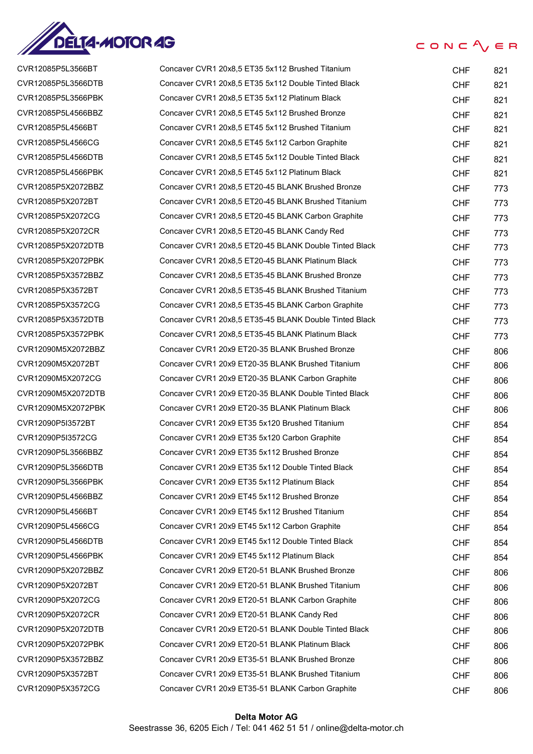| | | | |
|---|---|---|---|
| CVR12085P5L3566BT | Concaver CVR1 20x8,5 ET35 5x112 Brushed Titanium | CHF | 821 |
| CVR12085P5L3566DTB | Concaver CVR1 20x8,5 ET35 5x112 Double Tinted Black | CHF | 821 |
| CVR12085P5L3566PBK | Concaver CVR1 20x8,5 ET35 5x112 Platinum Black | CHF | 821 |
| CVR12085P5L4566BBZ | Concaver CVR1 20x8,5 ET45 5x112 Brushed Bronze | CHF | 821 |
| CVR12085P5L4566BT | Concaver CVR1 20x8,5 ET45 5x112 Brushed Titanium | CHF | 821 |
| CVR12085P5L4566CG | Concaver CVR1 20x8,5 ET45 5x112 Carbon Graphite | CHF | 821 |
| CVR12085P5L4566DTB | Concaver CVR1 20x8,5 ET45 5x112 Double Tinted Black | CHF | 821 |
| CVR12085P5L4566PBK | Concaver CVR1 20x8,5 ET45 5x112 Platinum Black | CHF | 821 |
| CVR12085P5X2072BBZ | Concaver CVR1 20x8,5 ET20-45 BLANK Brushed Bronze | CHF | 773 |
| CVR12085P5X2072BT | Concaver CVR1 20x8,5 ET20-45 BLANK Brushed Titanium | CHF | 773 |
| CVR12085P5X2072CG | Concaver CVR1 20x8,5 ET20-45 BLANK Carbon Graphite | CHF | 773 |
| CVR12085P5X2072CR | Concaver CVR1 20x8,5 ET20-45 BLANK Candy Red | CHF | 773 |
| CVR12085P5X2072DTB | Concaver CVR1 20x8,5 ET20-45 BLANK Double Tinted Black | CHF | 773 |
| CVR12085P5X2072PBK | Concaver CVR1 20x8,5 ET20-45 BLANK Platinum Black | CHF | 773 |
| CVR12085P5X3572BBZ | Concaver CVR1 20x8,5 ET35-45 BLANK Brushed Bronze | CHF | 773 |
| CVR12085P5X3572BT | Concaver CVR1 20x8,5 ET35-45 BLANK Brushed Titanium | CHF | 773 |
| CVR12085P5X3572CG | Concaver CVR1 20x8,5 ET35-45 BLANK Carbon Graphite | CHF | 773 |
| CVR12085P5X3572DTB | Concaver CVR1 20x8,5 ET35-45 BLANK Double Tinted Black | CHF | 773 |
| CVR12085P5X3572PBK | Concaver CVR1 20x8,5 ET35-45 BLANK Platinum Black | CHF | 773 |
| CVR12090M5X2072BBZ | Concaver CVR1 20x9 ET20-35 BLANK Brushed Bronze | CHF | 806 |
| CVR12090M5X2072BT | Concaver CVR1 20x9 ET20-35 BLANK Brushed Titanium | CHF | 806 |
| CVR12090M5X2072CG | Concaver CVR1 20x9 ET20-35 BLANK Carbon Graphite | CHF | 806 |
| CVR12090M5X2072DTB | Concaver CVR1 20x9 ET20-35 BLANK Double Tinted Black | CHF | 806 |
| CVR12090M5X2072PBK | Concaver CVR1 20x9 ET20-35 BLANK Platinum Black | CHF | 806 |
| CVR12090P5I3572BT | Concaver CVR1 20x9 ET35 5x120 Brushed Titanium | CHF | 854 |
| CVR12090P5I3572CG | Concaver CVR1 20x9 ET35 5x120 Carbon Graphite | CHF | 854 |
| CVR12090P5L3566BBZ | Concaver CVR1 20x9 ET35 5x112 Brushed Bronze | CHF | 854 |
| CVR12090P5L3566DTB | Concaver CVR1 20x9 ET35 5x112 Double Tinted Black | CHF | 854 |
| CVR12090P5L3566PBK | Concaver CVR1 20x9 ET35 5x112 Platinum Black | CHF | 854 |
| CVR12090P5L4566BBZ | Concaver CVR1 20x9 ET45 5x112 Brushed Bronze | CHF | 854 |
| CVR12090P5L4566BT | Concaver CVR1 20x9 ET45 5x112 Brushed Titanium | CHF | 854 |
| CVR12090P5L4566CG | Concaver CVR1 20x9 ET45 5x112 Carbon Graphite | CHF | 854 |
| CVR12090P5L4566DTB | Concaver CVR1 20x9 ET45 5x112 Double Tinted Black | CHF | 854 |
| CVR12090P5L4566PBK | Concaver CVR1 20x9 ET45 5x112 Platinum Black | CHF | 854 |
| CVR12090P5X2072BBZ | Concaver CVR1 20x9 ET20-51 BLANK Brushed Bronze | CHF | 806 |
| CVR12090P5X2072BT | Concaver CVR1 20x9 ET20-51 BLANK Brushed Titanium | CHF | 806 |
| CVR12090P5X2072CG | Concaver CVR1 20x9 ET20-51 BLANK Carbon Graphite | CHF | 806 |
| CVR12090P5X2072CR | Concaver CVR1 20x9 ET20-51 BLANK Candy Red | CHF | 806 |
| CVR12090P5X2072DTB | Concaver CVR1 20x9 ET20-51 BLANK Double Tinted Black | CHF | 806 |
| CVR12090P5X2072PBK | Concaver CVR1 20x9 ET20-51 BLANK Platinum Black | CHF | 806 |
| CVR12090P5X3572BBZ | Concaver CVR1 20x9 ET35-51 BLANK Brushed Bronze | CHF | 806 |
| CVR12090P5X3572BT | Concaver CVR1 20x9 ET35-51 BLANK Brushed Titanium | CHF | 806 |
| CVR12090P5X3572CG | Concaver CVR1 20x9 ET35-51 BLANK Carbon Graphite | CHF | 806 |

**Delta Motor AG**
Seestrasse 36, 6205 Eich / Tel: 041 462 51 51 / online@delta-motor.ch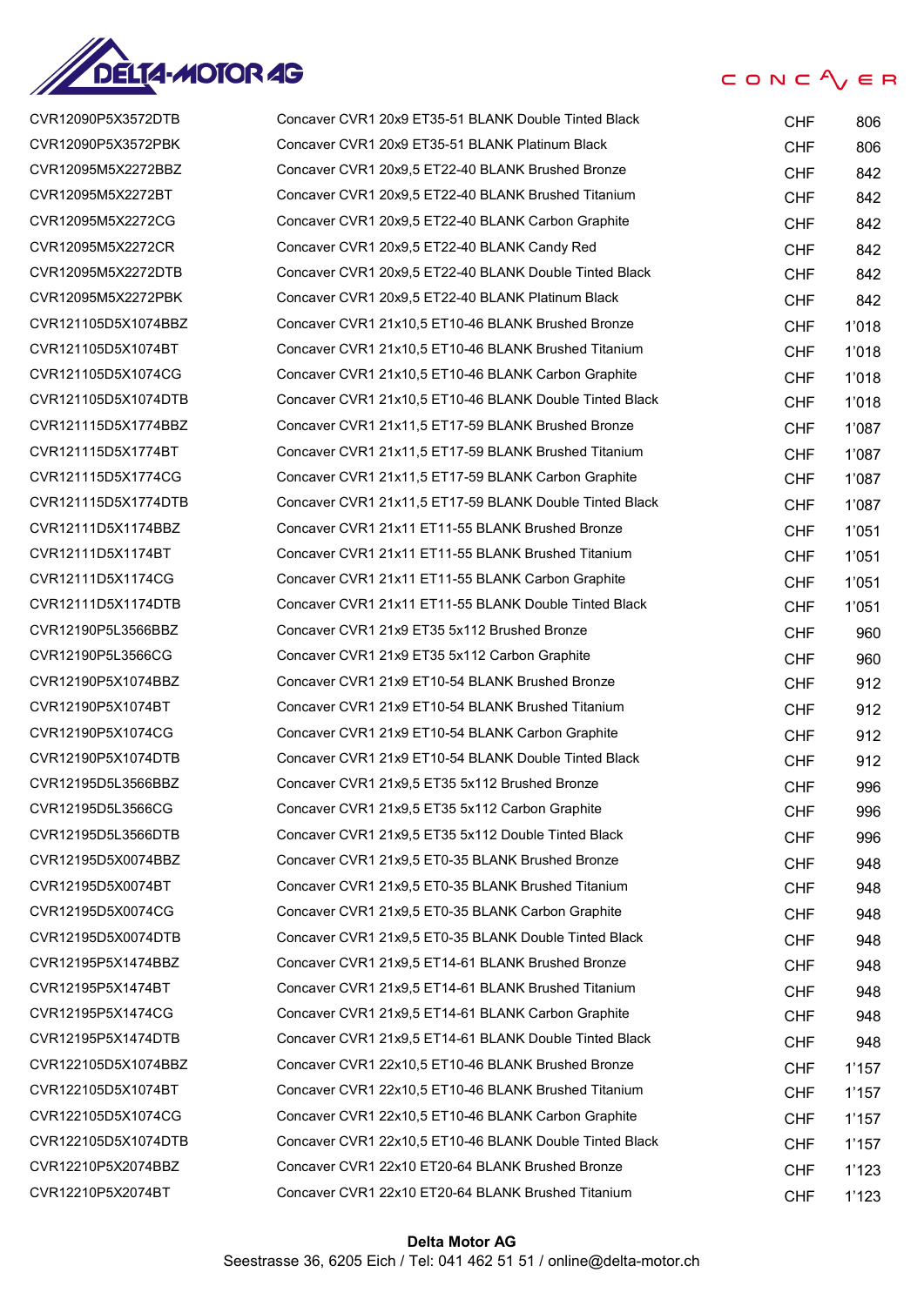| | | | |
|---|---|---|---|
| CVR12090P5X3572DTB | Concaver CVR1 20x9 ET35-51 BLANK Double Tinted Black | CHF | 806 |
| CVR12090P5X3572PBK | Concaver CVR1 20x9 ET35-51 BLANK Platinum Black | CHF | 806 |
| CVR12095M5X2272BBZ | Concaver CVR1 20x9,5 ET22-40 BLANK Brushed Bronze | CHF | 842 |
| CVR12095M5X2272BT | Concaver CVR1 20x9,5 ET22-40 BLANK Brushed Titanium | CHF | 842 |
| CVR12095M5X2272CG | Concaver CVR1 20x9,5 ET22-40 BLANK Carbon Graphite | CHF | 842 |
| CVR12095M5X2272CR | Concaver CVR1 20x9,5 ET22-40 BLANK Candy Red | CHF | 842 |
| CVR12095M5X2272DTB | Concaver CVR1 20x9,5 ET22-40 BLANK Double Tinted Black | CHF | 842 |
| CVR12095M5X2272PBK | Concaver CVR1 20x9,5 ET22-40 BLANK Platinum Black | CHF | 842 |
| CVR121105D5X1074BBZ | Concaver CVR1 21x10,5 ET10-46 BLANK Brushed Bronze | CHF | 1'018 |
| CVR121105D5X1074BT | Concaver CVR1 21x10,5 ET10-46 BLANK Brushed Titanium | CHF | 1'018 |
| CVR121105D5X1074CG | Concaver CVR1 21x10,5 ET10-46 BLANK Carbon Graphite | CHF | 1'018 |
| CVR121105D5X1074DTB | Concaver CVR1 21x10,5 ET10-46 BLANK Double Tinted Black | CHF | 1'018 |
| CVR121115D5X1774BBZ | Concaver CVR1 21x11,5 ET17-59 BLANK Brushed Bronze | CHF | 1'087 |
| CVR121115D5X1774BT | Concaver CVR1 21x11,5 ET17-59 BLANK Brushed Titanium | CHF | 1'087 |
| CVR121115D5X1774CG | Concaver CVR1 21x11,5 ET17-59 BLANK Carbon Graphite | CHF | 1'087 |
| CVR121115D5X1774DTB | Concaver CVR1 21x11,5 ET17-59 BLANK Double Tinted Black | CHF | 1'087 |
| CVR12111D5X1174BBZ | Concaver CVR1 21x11 ET11-55 BLANK Brushed Bronze | CHF | 1'051 |
| CVR12111D5X1174BT | Concaver CVR1 21x11 ET11-55 BLANK Brushed Titanium | CHF | 1'051 |
| CVR12111D5X1174CG | Concaver CVR1 21x11 ET11-55 BLANK Carbon Graphite | CHF | 1'051 |
| CVR12111D5X1174DTB | Concaver CVR1 21x11 ET11-55 BLANK Double Tinted Black | CHF | 1'051 |
| CVR12190P5L3566BBZ | Concaver CVR1 21x9 ET35 5x112 Brushed Bronze | CHF | 960 |
| CVR12190P5L3566CG | Concaver CVR1 21x9 ET35 5x112 Carbon Graphite | CHF | 960 |
| CVR12190P5X1074BBZ | Concaver CVR1 21x9 ET10-54 BLANK Brushed Bronze | CHF | 912 |
| CVR12190P5X1074BT | Concaver CVR1 21x9 ET10-54 BLANK Brushed Titanium | CHF | 912 |
| CVR12190P5X1074CG | Concaver CVR1 21x9 ET10-54 BLANK Carbon Graphite | CHF | 912 |
| CVR12190P5X1074DTB | Concaver CVR1 21x9 ET10-54 BLANK Double Tinted Black | CHF | 912 |
| CVR12195D5L3566BBZ | Concaver CVR1 21x9,5 ET35 5x112 Brushed Bronze | CHF | 996 |
| CVR12195D5L3566CG | Concaver CVR1 21x9,5 ET35 5x112 Carbon Graphite | CHF | 996 |
| CVR12195D5L3566DTB | Concaver CVR1 21x9,5 ET35 5x112 Double Tinted Black | CHF | 996 |
| CVR12195D5X0074BBZ | Concaver CVR1 21x9,5 ET0-35 BLANK Brushed Bronze | CHF | 948 |
| CVR12195D5X0074BT | Concaver CVR1 21x9,5 ET0-35 BLANK Brushed Titanium | CHF | 948 |
| CVR12195D5X0074CG | Concaver CVR1 21x9,5 ET0-35 BLANK Carbon Graphite | CHF | 948 |
| CVR12195D5X0074DTB | Concaver CVR1 21x9,5 ET0-35 BLANK Double Tinted Black | CHF | 948 |
| CVR12195P5X1474BBZ | Concaver CVR1 21x9,5 ET14-61 BLANK Brushed Bronze | CHF | 948 |
| CVR12195P5X1474BT | Concaver CVR1 21x9,5 ET14-61 BLANK Brushed Titanium | CHF | 948 |
| CVR12195P5X1474CG | Concaver CVR1 21x9,5 ET14-61 BLANK Carbon Graphite | CHF | 948 |
| CVR12195P5X1474DTB | Concaver CVR1 21x9,5 ET14-61 BLANK Double Tinted Black | CHF | 948 |
| CVR122105D5X1074BBZ | Concaver CVR1 22x10,5 ET10-46 BLANK Brushed Bronze | CHF | 1'157 |
| CVR122105D5X1074BT | Concaver CVR1 22x10,5 ET10-46 BLANK Brushed Titanium | CHF | 1'157 |
| CVR122105D5X1074CG | Concaver CVR1 22x10,5 ET10-46 BLANK Carbon Graphite | CHF | 1'157 |
| CVR122105D5X1074DTB | Concaver CVR1 22x10,5 ET10-46 BLANK Double Tinted Black | CHF | 1'157 |
| CVR12210P5X2074BBZ | Concaver CVR1 22x10 ET20-64 BLANK Brushed Bronze | CHF | 1'123 |
| CVR12210P5X2074BT | Concaver CVR1 22x10 ET20-64 BLANK Brushed Titanium | CHF | 1'123 |

**Delta Motor AG**
Seestrasse 36, 6205 Eich / Tel: 041 462 51 51 / online@delta-motor.ch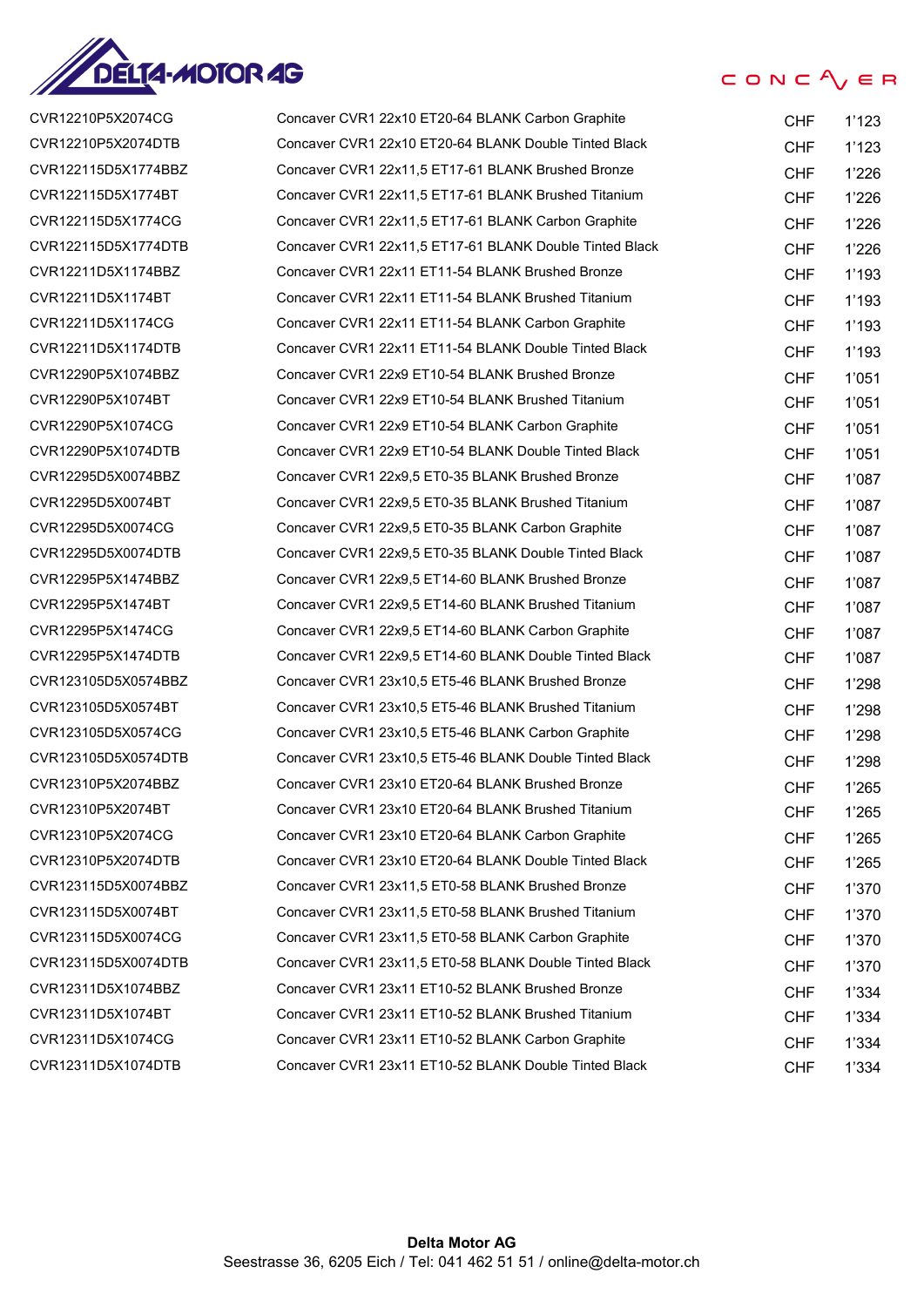| | | | |
|---|---|---|---|
| CVR12210P5X2074CG | Concaver CVR1 22x10 ET20-64 BLANK Carbon Graphite | CHF | 1'123 |
| CVR12210P5X2074DTB | Concaver CVR1 22x10 ET20-64 BLANK Double Tinted Black | CHF | 1'123 |
| CVR122115D5X1774BBZ | Concaver CVR1 22x11,5 ET17-61 BLANK Brushed Bronze | CHF | 1'226 |
| CVR122115D5X1774BT | Concaver CVR1 22x11,5 ET17-61 BLANK Brushed Titanium | CHF | 1'226 |
| CVR122115D5X1774CG | Concaver CVR1 22x11,5 ET17-61 BLANK Carbon Graphite | CHF | 1'226 |
| CVR122115D5X1774DTB | Concaver CVR1 22x11,5 ET17-61 BLANK Double Tinted Black | CHF | 1'226 |
| CVR12211D5X1174BBZ | Concaver CVR1 22x11 ET11-54 BLANK Brushed Bronze | CHF | 1'193 |
| CVR12211D5X1174BT | Concaver CVR1 22x11 ET11-54 BLANK Brushed Titanium | CHF | 1'193 |
| CVR12211D5X1174CG | Concaver CVR1 22x11 ET11-54 BLANK Carbon Graphite | CHF | 1'193 |
| CVR12211D5X1174DTB | Concaver CVR1 22x11 ET11-54 BLANK Double Tinted Black | CHF | 1'193 |
| CVR12290P5X1074BBZ | Concaver CVR1 22x9 ET10-54 BLANK Brushed Bronze | CHF | 1'051 |
| CVR12290P5X1074BT | Concaver CVR1 22x9 ET10-54 BLANK Brushed Titanium | CHF | 1'051 |
| CVR12290P5X1074CG | Concaver CVR1 22x9 ET10-54 BLANK Carbon Graphite | CHF | 1'051 |
| CVR12290P5X1074DTB | Concaver CVR1 22x9 ET10-54 BLANK Double Tinted Black | CHF | 1'051 |
| CVR12295D5X0074BBZ | Concaver CVR1 22x9,5 ET0-35 BLANK Brushed Bronze | CHF | 1'087 |
| CVR12295D5X0074BT | Concaver CVR1 22x9,5 ET0-35 BLANK Brushed Titanium | CHF | 1'087 |
| CVR12295D5X0074CG | Concaver CVR1 22x9,5 ET0-35 BLANK Carbon Graphite | CHF | 1'087 |
| CVR12295D5X0074DTB | Concaver CVR1 22x9,5 ET0-35 BLANK Double Tinted Black | CHF | 1'087 |
| CVR12295P5X1474BBZ | Concaver CVR1 22x9,5 ET14-60 BLANK Brushed Bronze | CHF | 1'087 |
| CVR12295P5X1474BT | Concaver CVR1 22x9,5 ET14-60 BLANK Brushed Titanium | CHF | 1'087 |
| CVR12295P5X1474CG | Concaver CVR1 22x9,5 ET14-60 BLANK Carbon Graphite | CHF | 1'087 |
| CVR12295P5X1474DTB | Concaver CVR1 22x9,5 ET14-60 BLANK Double Tinted Black | CHF | 1'087 |
| CVR123105D5X0574BBZ | Concaver CVR1 23x10,5 ET5-46 BLANK Brushed Bronze | CHF | 1'298 |
| CVR123105D5X0574BT | Concaver CVR1 23x10,5 ET5-46 BLANK Brushed Titanium | CHF | 1'298 |
| CVR123105D5X0574CG | Concaver CVR1 23x10,5 ET5-46 BLANK Carbon Graphite | CHF | 1'298 |
| CVR123105D5X0574DTB | Concaver CVR1 23x10,5 ET5-46 BLANK Double Tinted Black | CHF | 1'298 |
| CVR12310P5X2074BBZ | Concaver CVR1 23x10 ET20-64 BLANK Brushed Bronze | CHF | 1'265 |
| CVR12310P5X2074BT | Concaver CVR1 23x10 ET20-64 BLANK Brushed Titanium | CHF | 1'265 |
| CVR12310P5X2074CG | Concaver CVR1 23x10 ET20-64 BLANK Carbon Graphite | CHF | 1'265 |
| CVR12310P5X2074DTB | Concaver CVR1 23x10 ET20-64 BLANK Double Tinted Black | CHF | 1'265 |
| CVR123115D5X0074BBZ | Concaver CVR1 23x11,5 ET0-58 BLANK Brushed Bronze | CHF | 1'370 |
| CVR123115D5X0074BT | Concaver CVR1 23x11,5 ET0-58 BLANK Brushed Titanium | CHF | 1'370 |
| CVR123115D5X0074CG | Concaver CVR1 23x11,5 ET0-58 BLANK Carbon Graphite | CHF | 1'370 |
| CVR123115D5X0074DTB | Concaver CVR1 23x11,5 ET0-58 BLANK Double Tinted Black | CHF | 1'370 |
| CVR12311D5X1074BBZ | Concaver CVR1 23x11 ET10-52 BLANK Brushed Bronze | CHF | 1'334 |
| CVR12311D5X1074BT | Concaver CVR1 23x11 ET10-52 BLANK Brushed Titanium | CHF | 1'334 |
| CVR12311D5X1074CG | Concaver CVR1 23x11 ET10-52 BLANK Carbon Graphite | CHF | 1'334 |
| CVR12311D5X1074DTB | Concaver CVR1 23x11 ET10-52 BLANK Double Tinted Black | CHF | 1'334 |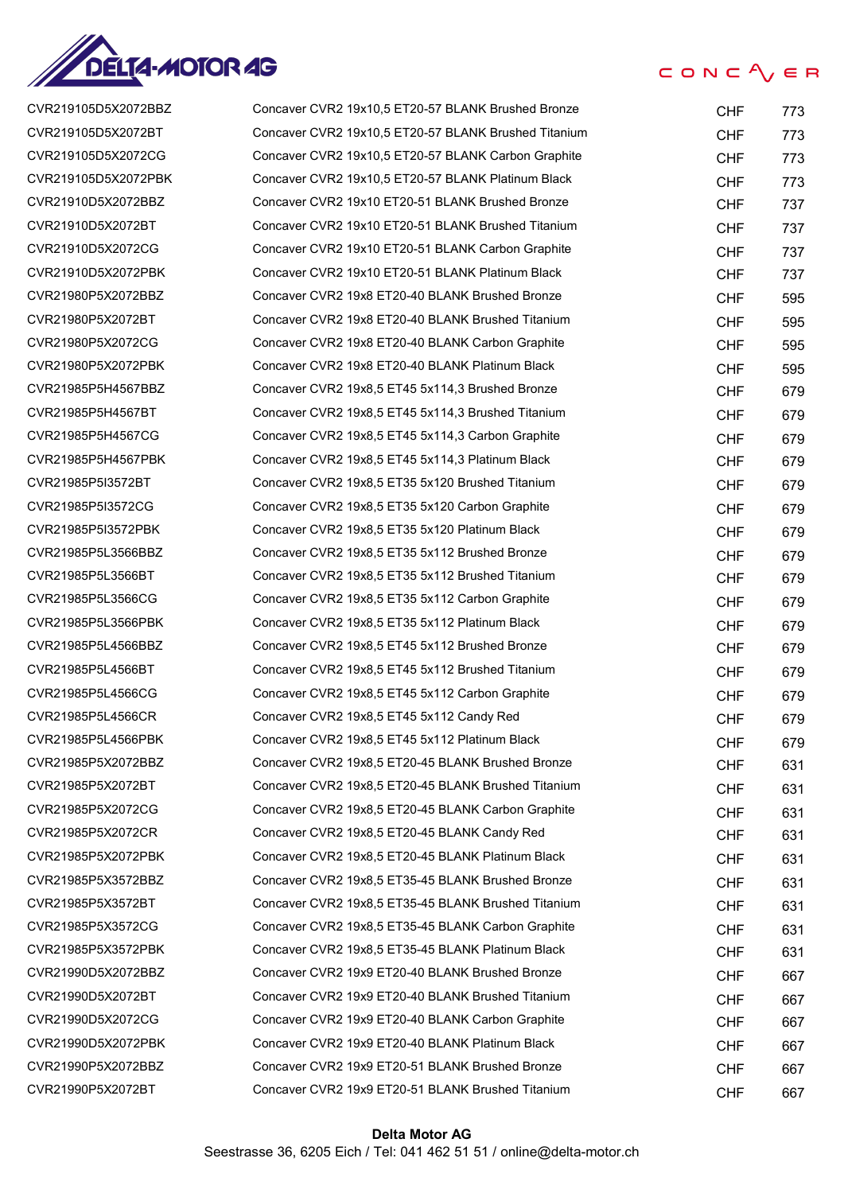| | | | |
|---|---|---|---|
| CVR219105D5X2072BBZ | Concaver CVR2 19x10,5 ET20-57 BLANK Brushed Bronze | CHF | 773 |
| CVR219105D5X2072BT | Concaver CVR2 19x10,5 ET20-57 BLANK Brushed Titanium | CHF | 773 |
| CVR219105D5X2072CG | Concaver CVR2 19x10,5 ET20-57 BLANK Carbon Graphite | CHF | 773 |
| CVR219105D5X2072PBK | Concaver CVR2 19x10,5 ET20-57 BLANK Platinum Black | CHF | 773 |
| CVR21910D5X2072BBZ | Concaver CVR2 19x10 ET20-51 BLANK Brushed Bronze | CHF | 737 |
| CVR21910D5X2072BT | Concaver CVR2 19x10 ET20-51 BLANK Brushed Titanium | CHF | 737 |
| CVR21910D5X2072CG | Concaver CVR2 19x10 ET20-51 BLANK Carbon Graphite | CHF | 737 |
| CVR21910D5X2072PBK | Concaver CVR2 19x10 ET20-51 BLANK Platinum Black | CHF | 737 |
| CVR21980P5X2072BBZ | Concaver CVR2 19x8 ET20-40 BLANK Brushed Bronze | CHF | 595 |
| CVR21980P5X2072BT | Concaver CVR2 19x8 ET20-40 BLANK Brushed Titanium | CHF | 595 |
| CVR21980P5X2072CG | Concaver CVR2 19x8 ET20-40 BLANK Carbon Graphite | CHF | 595 |
| CVR21980P5X2072PBK | Concaver CVR2 19x8 ET20-40 BLANK Platinum Black | CHF | 595 |
| CVR21985P5H4567BBZ | Concaver CVR2 19x8,5 ET45 5x114,3 Brushed Bronze | CHF | 679 |
| CVR21985P5H4567BT | Concaver CVR2 19x8,5 ET45 5x114,3 Brushed Titanium | CHF | 679 |
| CVR21985P5H4567CG | Concaver CVR2 19x8,5 ET45 5x114,3 Carbon Graphite | CHF | 679 |
| CVR21985P5H4567PBK | Concaver CVR2 19x8,5 ET45 5x114,3 Platinum Black | CHF | 679 |
| CVR21985P5I3572BT | Concaver CVR2 19x8,5 ET35 5x120 Brushed Titanium | CHF | 679 |
| CVR21985P5I3572CG | Concaver CVR2 19x8,5 ET35 5x120 Carbon Graphite | CHF | 679 |
| CVR21985P5I3572PBK | Concaver CVR2 19x8,5 ET35 5x120 Platinum Black | CHF | 679 |
| CVR21985P5L3566BBZ | Concaver CVR2 19x8,5 ET35 5x112 Brushed Bronze | CHF | 679 |
| CVR21985P5L3566BT | Concaver CVR2 19x8,5 ET35 5x112 Brushed Titanium | CHF | 679 |
| CVR21985P5L3566CG | Concaver CVR2 19x8,5 ET35 5x112 Carbon Graphite | CHF | 679 |
| CVR21985P5L3566PBK | Concaver CVR2 19x8,5 ET35 5x112 Platinum Black | CHF | 679 |
| CVR21985P5L4566BBZ | Concaver CVR2 19x8,5 ET45 5x112 Brushed Bronze | CHF | 679 |
| CVR21985P5L4566BT | Concaver CVR2 19x8,5 ET45 5x112 Brushed Titanium | CHF | 679 |
| CVR21985P5L4566CG | Concaver CVR2 19x8,5 ET45 5x112 Carbon Graphite | CHF | 679 |
| CVR21985P5L4566CR | Concaver CVR2 19x8,5 ET45 5x112 Candy Red | CHF | 679 |
| CVR21985P5L4566PBK | Concaver CVR2 19x8,5 ET45 5x112 Platinum Black | CHF | 679 |
| CVR21985P5X2072BBZ | Concaver CVR2 19x8,5 ET20-45 BLANK Brushed Bronze | CHF | 631 |
| CVR21985P5X2072BT | Concaver CVR2 19x8,5 ET20-45 BLANK Brushed Titanium | CHF | 631 |
| CVR21985P5X2072CG | Concaver CVR2 19x8,5 ET20-45 BLANK Carbon Graphite | CHF | 631 |
| CVR21985P5X2072CR | Concaver CVR2 19x8,5 ET20-45 BLANK Candy Red | CHF | 631 |
| CVR21985P5X2072PBK | Concaver CVR2 19x8,5 ET20-45 BLANK Platinum Black | CHF | 631 |
| CVR21985P5X3572BBZ | Concaver CVR2 19x8,5 ET35-45 BLANK Brushed Bronze | CHF | 631 |
| CVR21985P5X3572BT | Concaver CVR2 19x8,5 ET35-45 BLANK Brushed Titanium | CHF | 631 |
| CVR21985P5X3572CG | Concaver CVR2 19x8,5 ET35-45 BLANK Carbon Graphite | CHF | 631 |
| CVR21985P5X3572PBK | Concaver CVR2 19x8,5 ET35-45 BLANK Platinum Black | CHF | 631 |
| CVR21990D5X2072BBZ | Concaver CVR2 19x9 ET20-40 BLANK Brushed Bronze | CHF | 667 |
| CVR21990D5X2072BT | Concaver CVR2 19x9 ET20-40 BLANK Brushed Titanium | CHF | 667 |
| CVR21990D5X2072CG | Concaver CVR2 19x9 ET20-40 BLANK Carbon Graphite | CHF | 667 |
| CVR21990D5X2072PBK | Concaver CVR2 19x9 ET20-40 BLANK Platinum Black | CHF | 667 |
| CVR21990P5X2072BBZ | Concaver CVR2 19x9 ET20-51 BLANK Brushed Bronze | CHF | 667 |
| CVR21990P5X2072BT | Concaver CVR2 19x9 ET20-51 BLANK Brushed Titanium | CHF | 667 |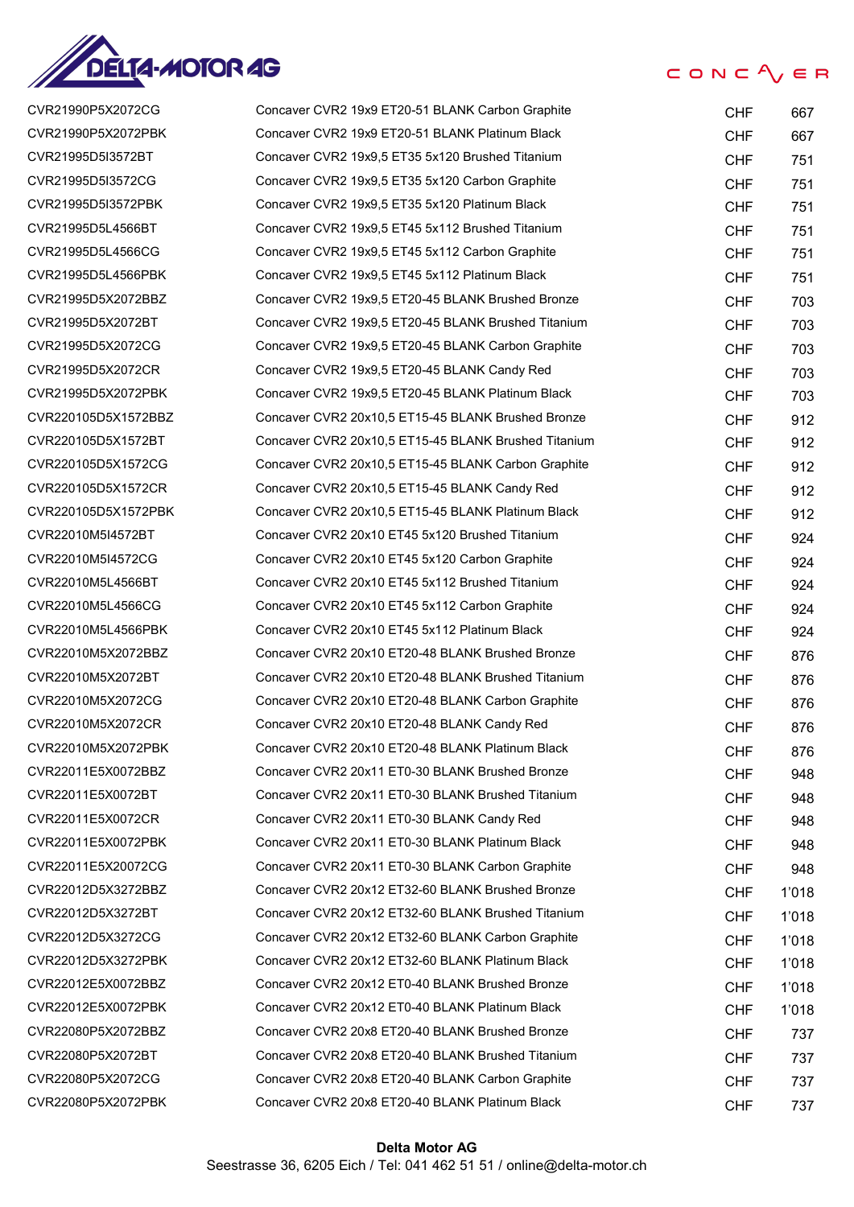| | | | |
|---|---|---|---|
| CVR21990P5X2072CG | Concaver CVR2 19x9 ET20-51 BLANK Carbon Graphite | CHF | 667 |
| CVR21990P5X2072PBK | Concaver CVR2 19x9 ET20-51 BLANK Platinum Black | CHF | 667 |
| CVR21995D5I3572BT | Concaver CVR2 19x9,5 ET35 5x120 Brushed Titanium | CHF | 751 |
| CVR21995D5I3572CG | Concaver CVR2 19x9,5 ET35 5x120 Carbon Graphite | CHF | 751 |
| CVR21995D5I3572PBK | Concaver CVR2 19x9,5 ET35 5x120 Platinum Black | CHF | 751 |
| CVR21995D5L4566BT | Concaver CVR2 19x9,5 ET45 5x112 Brushed Titanium | CHF | 751 |
| CVR21995D5L4566CG | Concaver CVR2 19x9,5 ET45 5x112 Carbon Graphite | CHF | 751 |
| CVR21995D5L4566PBK | Concaver CVR2 19x9,5 ET45 5x112 Platinum Black | CHF | 751 |
| CVR21995D5X2072BBZ | Concaver CVR2 19x9,5 ET20-45 BLANK Brushed Bronze | CHF | 703 |
| CVR21995D5X2072BT | Concaver CVR2 19x9,5 ET20-45 BLANK Brushed Titanium | CHF | 703 |
| CVR21995D5X2072CG | Concaver CVR2 19x9,5 ET20-45 BLANK Carbon Graphite | CHF | 703 |
| CVR21995D5X2072CR | Concaver CVR2 19x9,5 ET20-45 BLANK Candy Red | CHF | 703 |
| CVR21995D5X2072PBK | Concaver CVR2 19x9,5 ET20-45 BLANK Platinum Black | CHF | 703 |
| CVR220105D5X1572BBZ | Concaver CVR2 20x10,5 ET15-45 BLANK Brushed Bronze | CHF | 912 |
| CVR220105D5X1572BT | Concaver CVR2 20x10,5 ET15-45 BLANK Brushed Titanium | CHF | 912 |
| CVR220105D5X1572CG | Concaver CVR2 20x10,5 ET15-45 BLANK Carbon Graphite | CHF | 912 |
| CVR220105D5X1572CR | Concaver CVR2 20x10,5 ET15-45 BLANK Candy Red | CHF | 912 |
| CVR220105D5X1572PBK | Concaver CVR2 20x10,5 ET15-45 BLANK Platinum Black | CHF | 912 |
| CVR22010M5I4572BT | Concaver CVR2 20x10 ET45 5x120 Brushed Titanium | CHF | 924 |
| CVR22010M5I4572CG | Concaver CVR2 20x10 ET45 5x120 Carbon Graphite | CHF | 924 |
| CVR22010M5L4566BT | Concaver CVR2 20x10 ET45 5x112 Brushed Titanium | CHF | 924 |
| CVR22010M5L4566CG | Concaver CVR2 20x10 ET45 5x112 Carbon Graphite | CHF | 924 |
| CVR22010M5L4566PBK | Concaver CVR2 20x10 ET45 5x112 Platinum Black | CHF | 924 |
| CVR22010M5X2072BBZ | Concaver CVR2 20x10 ET20-48 BLANK Brushed Bronze | CHF | 876 |
| CVR22010M5X2072BT | Concaver CVR2 20x10 ET20-48 BLANK Brushed Titanium | CHF | 876 |
| CVR22010M5X2072CG | Concaver CVR2 20x10 ET20-48 BLANK Carbon Graphite | CHF | 876 |
| CVR22010M5X2072CR | Concaver CVR2 20x10 ET20-48 BLANK Candy Red | CHF | 876 |
| CVR22010M5X2072PBK | Concaver CVR2 20x10 ET20-48 BLANK Platinum Black | CHF | 876 |
| CVR22011E5X0072BBZ | Concaver CVR2 20x11 ET0-30 BLANK Brushed Bronze | CHF | 948 |
| CVR22011E5X0072BT | Concaver CVR2 20x11 ET0-30 BLANK Brushed Titanium | CHF | 948 |
| CVR22011E5X0072CR | Concaver CVR2 20x11 ET0-30 BLANK Candy Red | CHF | 948 |
| CVR22011E5X0072PBK | Concaver CVR2 20x11 ET0-30 BLANK Platinum Black | CHF | 948 |
| CVR22011E5X20072CG | Concaver CVR2 20x11 ET0-30 BLANK Carbon Graphite | CHF | 948 |
| CVR22012D5X3272BBZ | Concaver CVR2 20x12 ET32-60 BLANK Brushed Bronze | CHF | 1'018 |
| CVR22012D5X3272BT | Concaver CVR2 20x12 ET32-60 BLANK Brushed Titanium | CHF | 1'018 |
| CVR22012D5X3272CG | Concaver CVR2 20x12 ET32-60 BLANK Carbon Graphite | CHF | 1'018 |
| CVR22012D5X3272PBK | Concaver CVR2 20x12 ET32-60 BLANK Platinum Black | CHF | 1'018 |
| CVR22012E5X0072BBZ | Concaver CVR2 20x12 ET0-40 BLANK Brushed Bronze | CHF | 1'018 |
| CVR22012E5X0072PBK | Concaver CVR2 20x12 ET0-40 BLANK Platinum Black | CHF | 1'018 |
| CVR22080P5X2072BBZ | Concaver CVR2 20x8 ET20-40 BLANK Brushed Bronze | CHF | 737 |
| CVR22080P5X2072BT | Concaver CVR2 20x8 ET20-40 BLANK Brushed Titanium | CHF | 737 |
| CVR22080P5X2072CG | Concaver CVR2 20x8 ET20-40 BLANK Carbon Graphite | CHF | 737 |
| CVR22080P5X2072PBK | Concaver CVR2 20x8 ET20-40 BLANK Platinum Black | CHF | 737 |

**Delta Motor AG**
Seestrasse 36, 6205 Eich / Tel: 041 462 51 51 / online@delta-motor.ch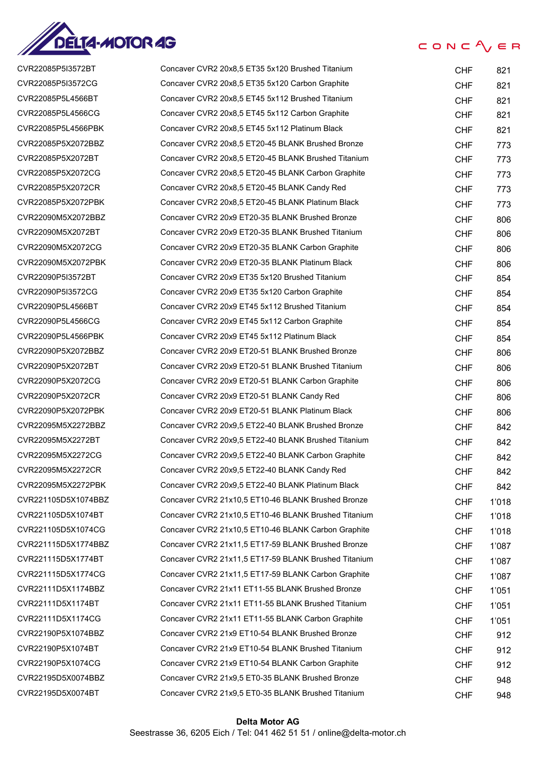| | | | |
|---|---|---|---|
| CVR22085P5I3572BT | Concaver CVR2 20x8,5 ET35 5x120 Brushed Titanium | CHF | 821 |
| CVR22085P5I3572CG | Concaver CVR2 20x8,5 ET35 5x120 Carbon Graphite | CHF | 821 |
| CVR22085P5L4566BT | Concaver CVR2 20x8,5 ET45 5x112 Brushed Titanium | CHF | 821 |
| CVR22085P5L4566CG | Concaver CVR2 20x8,5 ET45 5x112 Carbon Graphite | CHF | 821 |
| CVR22085P5L4566PBK | Concaver CVR2 20x8,5 ET45 5x112 Platinum Black | CHF | 821 |
| CVR22085P5X2072BBZ | Concaver CVR2 20x8,5 ET20-45 BLANK Brushed Bronze | CHF | 773 |
| CVR22085P5X2072BT | Concaver CVR2 20x8,5 ET20-45 BLANK Brushed Titanium | CHF | 773 |
| CVR22085P5X2072CG | Concaver CVR2 20x8,5 ET20-45 BLANK Carbon Graphite | CHF | 773 |
| CVR22085P5X2072CR | Concaver CVR2 20x8,5 ET20-45 BLANK Candy Red | CHF | 773 |
| CVR22085P5X2072PBK | Concaver CVR2 20x8,5 ET20-45 BLANK Platinum Black | CHF | 773 |
| CVR22090M5X2072BBZ | Concaver CVR2 20x9 ET20-35 BLANK Brushed Bronze | CHF | 806 |
| CVR22090M5X2072BT | Concaver CVR2 20x9 ET20-35 BLANK Brushed Titanium | CHF | 806 |
| CVR22090M5X2072CG | Concaver CVR2 20x9 ET20-35 BLANK Carbon Graphite | CHF | 806 |
| CVR22090M5X2072PBK | Concaver CVR2 20x9 ET20-35 BLANK Platinum Black | CHF | 806 |
| CVR22090P5I3572BT | Concaver CVR2 20x9 ET35 5x120 Brushed Titanium | CHF | 854 |
| CVR22090P5I3572CG | Concaver CVR2 20x9 ET35 5x120 Carbon Graphite | CHF | 854 |
| CVR22090P5L4566BT | Concaver CVR2 20x9 ET45 5x112 Brushed Titanium | CHF | 854 |
| CVR22090P5L4566CG | Concaver CVR2 20x9 ET45 5x112 Carbon Graphite | CHF | 854 |
| CVR22090P5L4566PBK | Concaver CVR2 20x9 ET45 5x112 Platinum Black | CHF | 854 |
| CVR22090P5X2072BBZ | Concaver CVR2 20x9 ET20-51 BLANK Brushed Bronze | CHF | 806 |
| CVR22090P5X2072BT | Concaver CVR2 20x9 ET20-51 BLANK Brushed Titanium | CHF | 806 |
| CVR22090P5X2072CG | Concaver CVR2 20x9 ET20-51 BLANK Carbon Graphite | CHF | 806 |
| CVR22090P5X2072CR | Concaver CVR2 20x9 ET20-51 BLANK Candy Red | CHF | 806 |
| CVR22090P5X2072PBK | Concaver CVR2 20x9 ET20-51 BLANK Platinum Black | CHF | 806 |
| CVR22095M5X2272BBZ | Concaver CVR2 20x9,5 ET22-40 BLANK Brushed Bronze | CHF | 842 |
| CVR22095M5X2272BT | Concaver CVR2 20x9,5 ET22-40 BLANK Brushed Titanium | CHF | 842 |
| CVR22095M5X2272CG | Concaver CVR2 20x9,5 ET22-40 BLANK Carbon Graphite | CHF | 842 |
| CVR22095M5X2272CR | Concaver CVR2 20x9,5 ET22-40 BLANK Candy Red | CHF | 842 |
| CVR22095M5X2272PBK | Concaver CVR2 20x9,5 ET22-40 BLANK Platinum Black | CHF | 842 |
| CVR221105D5X1074BBZ | Concaver CVR2 21x10,5 ET10-46 BLANK Brushed Bronze | CHF | 1'018 |
| CVR221105D5X1074BT | Concaver CVR2 21x10,5 ET10-46 BLANK Brushed Titanium | CHF | 1'018 |
| CVR221105D5X1074CG | Concaver CVR2 21x10,5 ET10-46 BLANK Carbon Graphite | CHF | 1'018 |
| CVR221115D5X1774BBZ | Concaver CVR2 21x11,5 ET17-59 BLANK Brushed Bronze | CHF | 1'087 |
| CVR221115D5X1774BT | Concaver CVR2 21x11,5 ET17-59 BLANK Brushed Titanium | CHF | 1'087 |
| CVR221115D5X1774CG | Concaver CVR2 21x11,5 ET17-59 BLANK Carbon Graphite | CHF | 1'087 |
| CVR22111D5X1174BBZ | Concaver CVR2 21x11 ET11-55 BLANK Brushed Bronze | CHF | 1'051 |
| CVR22111D5X1174BT | Concaver CVR2 21x11 ET11-55 BLANK Brushed Titanium | CHF | 1'051 |
| CVR22111D5X1174CG | Concaver CVR2 21x11 ET11-55 BLANK Carbon Graphite | CHF | 1'051 |
| CVR22190P5X1074BBZ | Concaver CVR2 21x9 ET10-54 BLANK Brushed Bronze | CHF | 912 |
| CVR22190P5X1074BT | Concaver CVR2 21x9 ET10-54 BLANK Brushed Titanium | CHF | 912 |
| CVR22190P5X1074CG | Concaver CVR2 21x9 ET10-54 BLANK Carbon Graphite | CHF | 912 |
| CVR22195D5X0074BBZ | Concaver CVR2 21x9,5 ET0-35 BLANK Brushed Bronze | CHF | 948 |
| CVR22195D5X0074BT | Concaver CVR2 21x9,5 ET0-35 BLANK Brushed Titanium | CHF | 948 |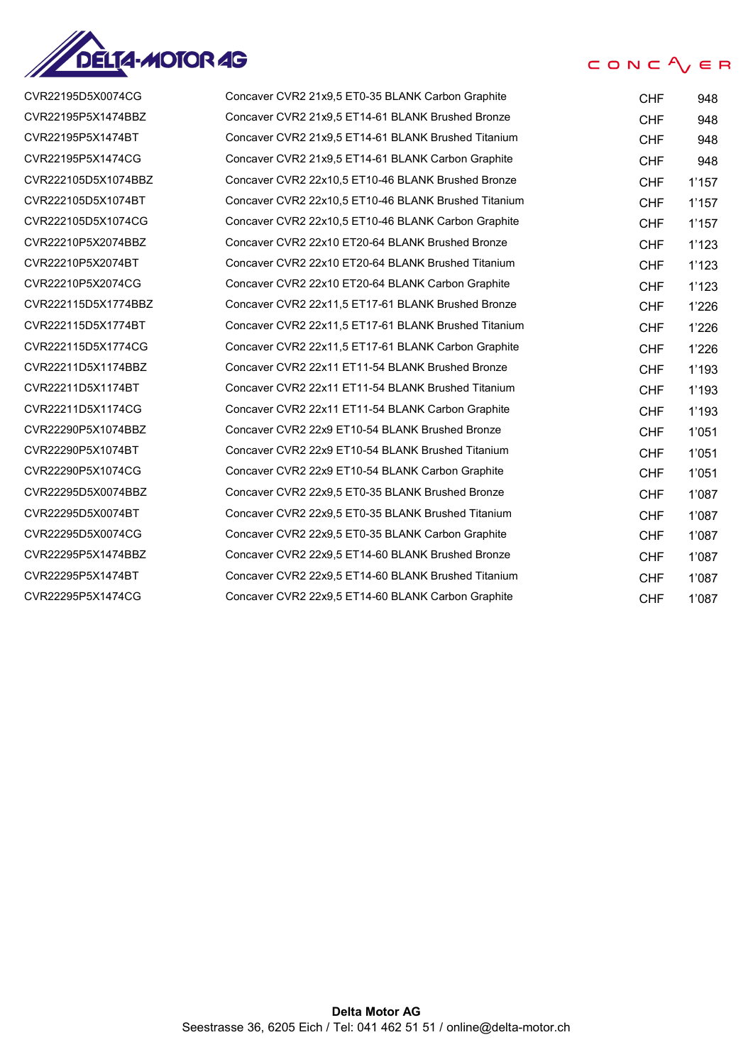| | | | |
|---|---|---|---|
| CVR22195D5X0074CG | Concaver CVR2 21x9,5 ET0-35 BLANK Carbon Graphite | CHF | 948 |
| CVR22195P5X1474BBZ | Concaver CVR2 21x9,5 ET14-61 BLANK Brushed Bronze | CHF | 948 |
| CVR22195P5X1474BT | Concaver CVR2 21x9,5 ET14-61 BLANK Brushed Titanium | CHF | 948 |
| CVR22195P5X1474CG | Concaver CVR2 21x9,5 ET14-61 BLANK Carbon Graphite | CHF | 948 |
| CVR222105D5X1074BBZ | Concaver CVR2 22x10,5 ET10-46 BLANK Brushed Bronze | CHF | 1'157 |
| CVR222105D5X1074BT | Concaver CVR2 22x10,5 ET10-46 BLANK Brushed Titanium | CHF | 1'157 |
| CVR222105D5X1074CG | Concaver CVR2 22x10,5 ET10-46 BLANK Carbon Graphite | CHF | 1'157 |
| CVR22210P5X2074BBZ | Concaver CVR2 22x10 ET20-64 BLANK Brushed Bronze | CHF | 1'123 |
| CVR22210P5X2074BT | Concaver CVR2 22x10 ET20-64 BLANK Brushed Titanium | CHF | 1'123 |
| CVR22210P5X2074CG | Concaver CVR2 22x10 ET20-64 BLANK Carbon Graphite | CHF | 1'123 |
| CVR222115D5X1774BBZ | Concaver CVR2 22x11,5 ET17-61 BLANK Brushed Bronze | CHF | 1'226 |
| CVR222115D5X1774BT | Concaver CVR2 22x11,5 ET17-61 BLANK Brushed Titanium | CHF | 1'226 |
| CVR222115D5X1774CG | Concaver CVR2 22x11,5 ET17-61 BLANK Carbon Graphite | CHF | 1'226 |
| CVR22211D5X1174BBZ | Concaver CVR2 22x11 ET11-54 BLANK Brushed Bronze | CHF | 1'193 |
| CVR22211D5X1174BT | Concaver CVR2 22x11 ET11-54 BLANK Brushed Titanium | CHF | 1'193 |
| CVR22211D5X1174CG | Concaver CVR2 22x11 ET11-54 BLANK Carbon Graphite | CHF | 1'193 |
| CVR22290P5X1074BBZ | Concaver CVR2 22x9 ET10-54 BLANK Brushed Bronze | CHF | 1'051 |
| CVR22290P5X1074BT | Concaver CVR2 22x9 ET10-54 BLANK Brushed Titanium | CHF | 1'051 |
| CVR22290P5X1074CG | Concaver CVR2 22x9 ET10-54 BLANK Carbon Graphite | CHF | 1'051 |
| CVR22295D5X0074BBZ | Concaver CVR2 22x9,5 ET0-35 BLANK Brushed Bronze | CHF | 1'087 |
| CVR22295D5X0074BT | Concaver CVR2 22x9,5 ET0-35 BLANK Brushed Titanium | CHF | 1'087 |
| CVR22295D5X0074CG | Concaver CVR2 22x9,5 ET0-35 BLANK Carbon Graphite | CHF | 1'087 |
| CVR22295P5X1474BBZ | Concaver CVR2 22x9,5 ET14-60 BLANK Brushed Bronze | CHF | 1'087 |
| CVR22295P5X1474BT | Concaver CVR2 22x9,5 ET14-60 BLANK Brushed Titanium | CHF | 1'087 |
| CVR22295P5X1474CG | Concaver CVR2 22x9,5 ET14-60 BLANK Carbon Graphite | CHF | 1'087 |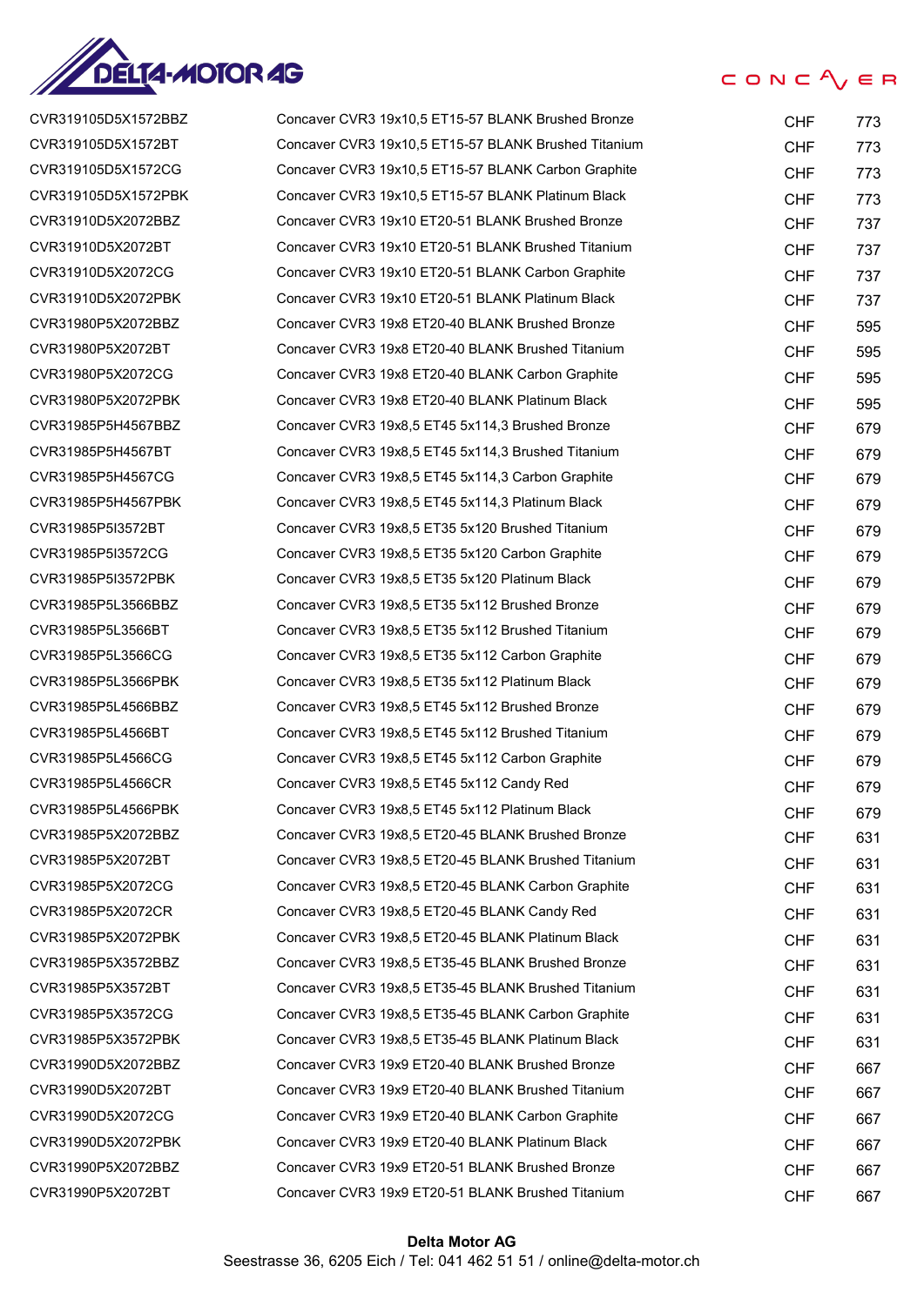| | | | |
|---|---|---|---|
| CVR319105D5X1572BBZ | Concaver CVR3 19x10,5 ET15-57 BLANK Brushed Bronze | CHF | 773 |
| CVR319105D5X1572BT | Concaver CVR3 19x10,5 ET15-57 BLANK Brushed Titanium | CHF | 773 |
| CVR319105D5X1572CG | Concaver CVR3 19x10,5 ET15-57 BLANK Carbon Graphite | CHF | 773 |
| CVR319105D5X1572PBK | Concaver CVR3 19x10,5 ET15-57 BLANK Platinum Black | CHF | 773 |
| CVR31910D5X2072BBZ | Concaver CVR3 19x10 ET20-51 BLANK Brushed Bronze | CHF | 737 |
| CVR31910D5X2072BT | Concaver CVR3 19x10 ET20-51 BLANK Brushed Titanium | CHF | 737 |
| CVR31910D5X2072CG | Concaver CVR3 19x10 ET20-51 BLANK Carbon Graphite | CHF | 737 |
| CVR31910D5X2072PBK | Concaver CVR3 19x10 ET20-51 BLANK Platinum Black | CHF | 737 |
| CVR31980P5X2072BBZ | Concaver CVR3 19x8 ET20-40 BLANK Brushed Bronze | CHF | 595 |
| CVR31980P5X2072BT | Concaver CVR3 19x8 ET20-40 BLANK Brushed Titanium | CHF | 595 |
| CVR31980P5X2072CG | Concaver CVR3 19x8 ET20-40 BLANK Carbon Graphite | CHF | 595 |
| CVR31980P5X2072PBK | Concaver CVR3 19x8 ET20-40 BLANK Platinum Black | CHF | 595 |
| CVR31985P5H4567BBZ | Concaver CVR3 19x8,5 ET45 5x114,3 Brushed Bronze | CHF | 679 |
| CVR31985P5H4567BT | Concaver CVR3 19x8,5 ET45 5x114,3 Brushed Titanium | CHF | 679 |
| CVR31985P5H4567CG | Concaver CVR3 19x8,5 ET45 5x114,3 Carbon Graphite | CHF | 679 |
| CVR31985P5H4567PBK | Concaver CVR3 19x8,5 ET45 5x114,3 Platinum Black | CHF | 679 |
| CVR31985P5I3572BT | Concaver CVR3 19x8,5 ET35 5x120 Brushed Titanium | CHF | 679 |
| CVR31985P5I3572CG | Concaver CVR3 19x8,5 ET35 5x120 Carbon Graphite | CHF | 679 |
| CVR31985P5I3572PBK | Concaver CVR3 19x8,5 ET35 5x120 Platinum Black | CHF | 679 |
| CVR31985P5L3566BBZ | Concaver CVR3 19x8,5 ET35 5x112 Brushed Bronze | CHF | 679 |
| CVR31985P5L3566BT | Concaver CVR3 19x8,5 ET35 5x112 Brushed Titanium | CHF | 679 |
| CVR31985P5L3566CG | Concaver CVR3 19x8,5 ET35 5x112 Carbon Graphite | CHF | 679 |
| CVR31985P5L3566PBK | Concaver CVR3 19x8,5 ET35 5x112 Platinum Black | CHF | 679 |
| CVR31985P5L4566BBZ | Concaver CVR3 19x8,5 ET45 5x112 Brushed Bronze | CHF | 679 |
| CVR31985P5L4566BT | Concaver CVR3 19x8,5 ET45 5x112 Brushed Titanium | CHF | 679 |
| CVR31985P5L4566CG | Concaver CVR3 19x8,5 ET45 5x112 Carbon Graphite | CHF | 679 |
| CVR31985P5L4566CR | Concaver CVR3 19x8,5 ET45 5x112 Candy Red | CHF | 679 |
| CVR31985P5L4566PBK | Concaver CVR3 19x8,5 ET45 5x112 Platinum Black | CHF | 679 |
| CVR31985P5X2072BBZ | Concaver CVR3 19x8,5 ET20-45 BLANK Brushed Bronze | CHF | 631 |
| CVR31985P5X2072BT | Concaver CVR3 19x8,5 ET20-45 BLANK Brushed Titanium | CHF | 631 |
| CVR31985P5X2072CG | Concaver CVR3 19x8,5 ET20-45 BLANK Carbon Graphite | CHF | 631 |
| CVR31985P5X2072CR | Concaver CVR3 19x8,5 ET20-45 BLANK Candy Red | CHF | 631 |
| CVR31985P5X2072PBK | Concaver CVR3 19x8,5 ET20-45 BLANK Platinum Black | CHF | 631 |
| CVR31985P5X3572BBZ | Concaver CVR3 19x8,5 ET35-45 BLANK Brushed Bronze | CHF | 631 |
| CVR31985P5X3572BT | Concaver CVR3 19x8,5 ET35-45 BLANK Brushed Titanium | CHF | 631 |
| CVR31985P5X3572CG | Concaver CVR3 19x8,5 ET35-45 BLANK Carbon Graphite | CHF | 631 |
| CVR31985P5X3572PBK | Concaver CVR3 19x8,5 ET35-45 BLANK Platinum Black | CHF | 631 |
| CVR31990D5X2072BBZ | Concaver CVR3 19x9 ET20-40 BLANK Brushed Bronze | CHF | 667 |
| CVR31990D5X2072BT | Concaver CVR3 19x9 ET20-40 BLANK Brushed Titanium | CHF | 667 |
| CVR31990D5X2072CG | Concaver CVR3 19x9 ET20-40 BLANK Carbon Graphite | CHF | 667 |
| CVR31990D5X2072PBK | Concaver CVR3 19x9 ET20-40 BLANK Platinum Black | CHF | 667 |
| CVR31990P5X2072BBZ | Concaver CVR3 19x9 ET20-51 BLANK Brushed Bronze | CHF | 667 |
| CVR31990P5X2072BT | Concaver CVR3 19x9 ET20-51 BLANK Brushed Titanium | CHF | 667 |

**Delta Motor AG**
Seestrasse 36, 6205 Eich / Tel: 041 462 51 51 / online@delta-motor.ch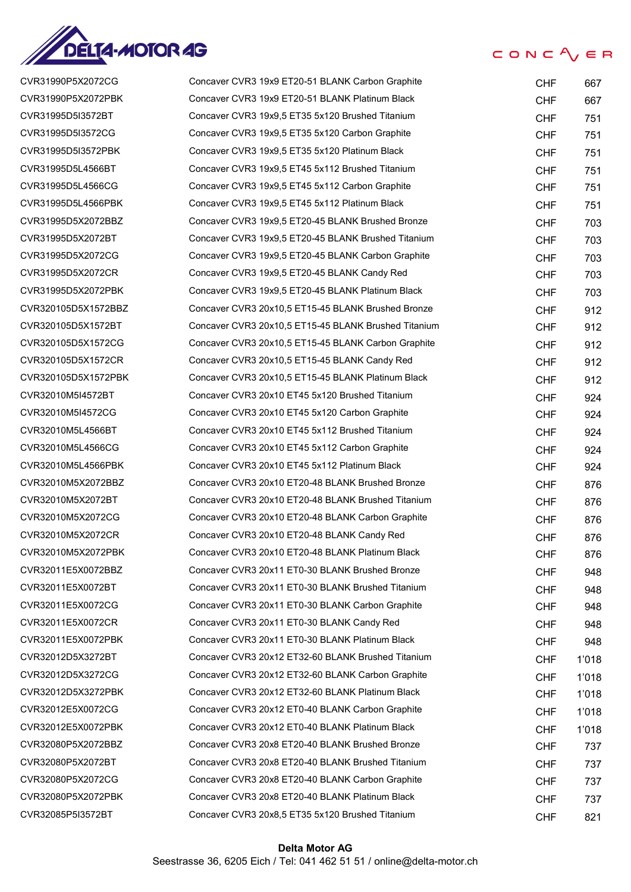| | | | |
|---|---|---|---|
| CVR31990P5X2072CG | Concaver CVR3 19x9 ET20-51 BLANK Carbon Graphite | CHF | 667 |
| CVR31990P5X2072PBK | Concaver CVR3 19x9 ET20-51 BLANK Platinum Black | CHF | 667 |
| CVR31995D5I3572BT | Concaver CVR3 19x9,5 ET35 5x120 Brushed Titanium | CHF | 751 |
| CVR31995D5I3572CG | Concaver CVR3 19x9,5 ET35 5x120 Carbon Graphite | CHF | 751 |
| CVR31995D5I3572PBK | Concaver CVR3 19x9,5 ET35 5x120 Platinum Black | CHF | 751 |
| CVR31995D5L4566BT | Concaver CVR3 19x9,5 ET45 5x112 Brushed Titanium | CHF | 751 |
| CVR31995D5L4566CG | Concaver CVR3 19x9,5 ET45 5x112 Carbon Graphite | CHF | 751 |
| CVR31995D5L4566PBK | Concaver CVR3 19x9,5 ET45 5x112 Platinum Black | CHF | 751 |
| CVR31995D5X2072BBZ | Concaver CVR3 19x9,5 ET20-45 BLANK Brushed Bronze | CHF | 703 |
| CVR31995D5X2072BT | Concaver CVR3 19x9,5 ET20-45 BLANK Brushed Titanium | CHF | 703 |
| CVR31995D5X2072CG | Concaver CVR3 19x9,5 ET20-45 BLANK Carbon Graphite | CHF | 703 |
| CVR31995D5X2072CR | Concaver CVR3 19x9,5 ET20-45 BLANK Candy Red | CHF | 703 |
| CVR31995D5X2072PBK | Concaver CVR3 19x9,5 ET20-45 BLANK Platinum Black | CHF | 703 |
| CVR320105D5X1572BBZ | Concaver CVR3 20x10,5 ET15-45 BLANK Brushed Bronze | CHF | 912 |
| CVR320105D5X1572BT | Concaver CVR3 20x10,5 ET15-45 BLANK Brushed Titanium | CHF | 912 |
| CVR320105D5X1572CG | Concaver CVR3 20x10,5 ET15-45 BLANK Carbon Graphite | CHF | 912 |
| CVR320105D5X1572CR | Concaver CVR3 20x10,5 ET15-45 BLANK Candy Red | CHF | 912 |
| CVR320105D5X1572PBK | Concaver CVR3 20x10,5 ET15-45 BLANK Platinum Black | CHF | 912 |
| CVR32010M5I4572BT | Concaver CVR3 20x10 ET45 5x120 Brushed Titanium | CHF | 924 |
| CVR32010M5I4572CG | Concaver CVR3 20x10 ET45 5x120 Carbon Graphite | CHF | 924 |
| CVR32010M5L4566BT | Concaver CVR3 20x10 ET45 5x112 Brushed Titanium | CHF | 924 |
| CVR32010M5L4566CG | Concaver CVR3 20x10 ET45 5x112 Carbon Graphite | CHF | 924 |
| CVR32010M5L4566PBK | Concaver CVR3 20x10 ET45 5x112 Platinum Black | CHF | 924 |
| CVR32010M5X2072BBZ | Concaver CVR3 20x10 ET20-48 BLANK Brushed Bronze | CHF | 876 |
| CVR32010M5X2072BT | Concaver CVR3 20x10 ET20-48 BLANK Brushed Titanium | CHF | 876 |
| CVR32010M5X2072CG | Concaver CVR3 20x10 ET20-48 BLANK Carbon Graphite | CHF | 876 |
| CVR32010M5X2072CR | Concaver CVR3 20x10 ET20-48 BLANK Candy Red | CHF | 876 |
| CVR32010M5X2072PBK | Concaver CVR3 20x10 ET20-48 BLANK Platinum Black | CHF | 876 |
| CVR32011E5X0072BBZ | Concaver CVR3 20x11 ET0-30 BLANK Brushed Bronze | CHF | 948 |
| CVR32011E5X0072BT | Concaver CVR3 20x11 ET0-30 BLANK Brushed Titanium | CHF | 948 |
| CVR32011E5X0072CG | Concaver CVR3 20x11 ET0-30 BLANK Carbon Graphite | CHF | 948 |
| CVR32011E5X0072CR | Concaver CVR3 20x11 ET0-30 BLANK Candy Red | CHF | 948 |
| CVR32011E5X0072PBK | Concaver CVR3 20x11 ET0-30 BLANK Platinum Black | CHF | 948 |
| CVR32012D5X3272BT | Concaver CVR3 20x12 ET32-60 BLANK Brushed Titanium | CHF | 1'018 |
| CVR32012D5X3272CG | Concaver CVR3 20x12 ET32-60 BLANK Carbon Graphite | CHF | 1'018 |
| CVR32012D5X3272PBK | Concaver CVR3 20x12 ET32-60 BLANK Platinum Black | CHF | 1'018 |
| CVR32012E5X0072CG | Concaver CVR3 20x12 ET0-40 BLANK Carbon Graphite | CHF | 1'018 |
| CVR32012E5X0072PBK | Concaver CVR3 20x12 ET0-40 BLANK Platinum Black | CHF | 1'018 |
| CVR32080P5X2072BBZ | Concaver CVR3 20x8 ET20-40 BLANK Brushed Bronze | CHF | 737 |
| CVR32080P5X2072BT | Concaver CVR3 20x8 ET20-40 BLANK Brushed Titanium | CHF | 737 |
| CVR32080P5X2072CG | Concaver CVR3 20x8 ET20-40 BLANK Carbon Graphite | CHF | 737 |
| CVR32080P5X2072PBK | Concaver CVR3 20x8 ET20-40 BLANK Platinum Black | CHF | 737 |
| CVR32085P5I3572BT | Concaver CVR3 20x8,5 ET35 5x120 Brushed Titanium | CHF | 821 |

**Delta Motor AG**
Seestrasse 36, 6205 Eich / Tel: 041 462 51 51 / online@delta-motor.ch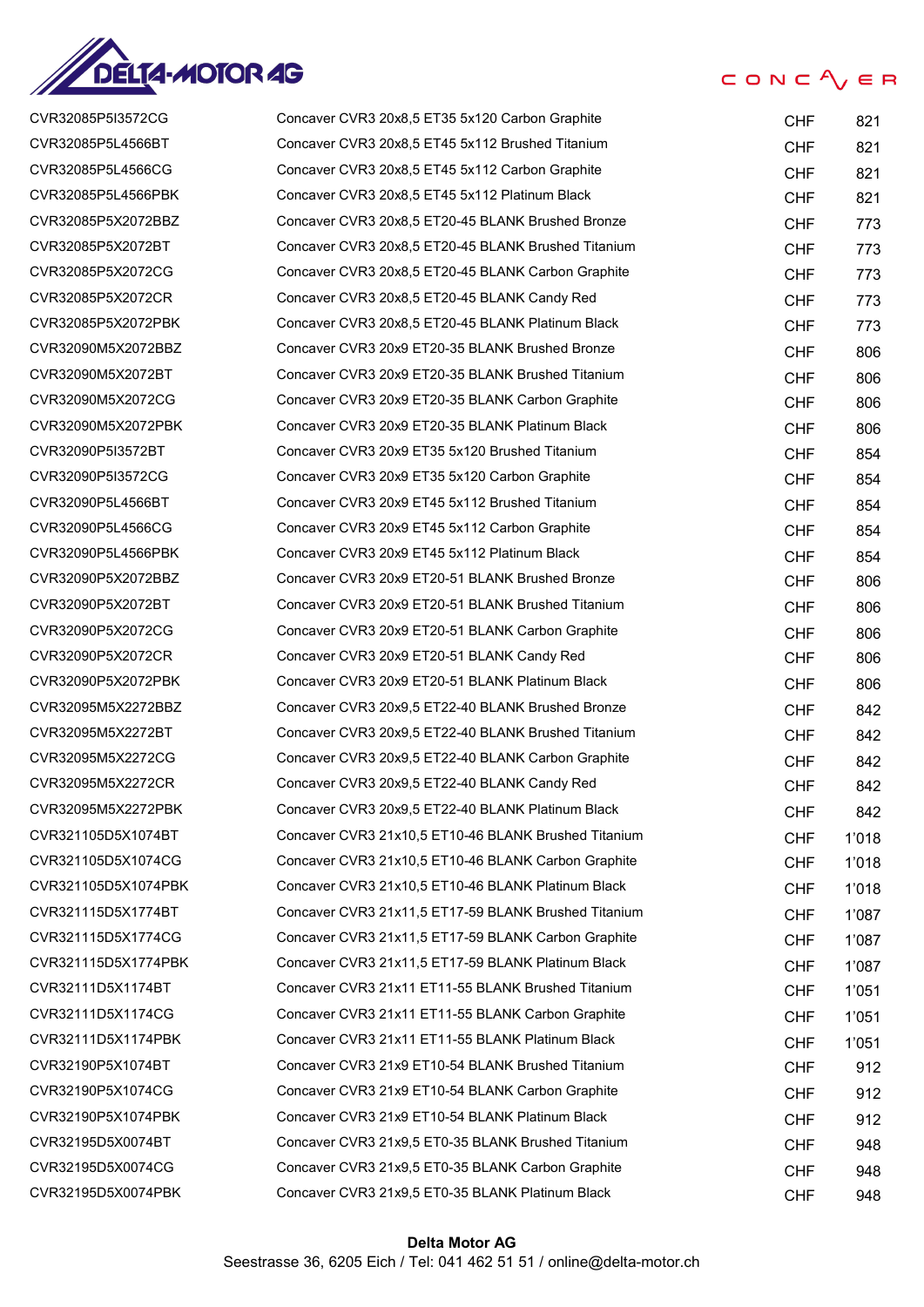| | | | |
|---|---|---|---|
| CVR32085P5I3572CG | Concaver CVR3 20x8,5 ET35 5x120 Carbon Graphite | CHF | 821 |
| CVR32085P5L4566BT | Concaver CVR3 20x8,5 ET45 5x112 Brushed Titanium | CHF | 821 |
| CVR32085P5L4566CG | Concaver CVR3 20x8,5 ET45 5x112 Carbon Graphite | CHF | 821 |
| CVR32085P5L4566PBK | Concaver CVR3 20x8,5 ET45 5x112 Platinum Black | CHF | 821 |
| CVR32085P5X2072BBZ | Concaver CVR3 20x8,5 ET20-45 BLANK Brushed Bronze | CHF | 773 |
| CVR32085P5X2072BT | Concaver CVR3 20x8,5 ET20-45 BLANK Brushed Titanium | CHF | 773 |
| CVR32085P5X2072CG | Concaver CVR3 20x8,5 ET20-45 BLANK Carbon Graphite | CHF | 773 |
| CVR32085P5X2072CR | Concaver CVR3 20x8,5 ET20-45 BLANK Candy Red | CHF | 773 |
| CVR32085P5X2072PBK | Concaver CVR3 20x8,5 ET20-45 BLANK Platinum Black | CHF | 773 |
| CVR32090M5X2072BBZ | Concaver CVR3 20x9 ET20-35 BLANK Brushed Bronze | CHF | 806 |
| CVR32090M5X2072BT | Concaver CVR3 20x9 ET20-35 BLANK Brushed Titanium | CHF | 806 |
| CVR32090M5X2072CG | Concaver CVR3 20x9 ET20-35 BLANK Carbon Graphite | CHF | 806 |
| CVR32090M5X2072PBK | Concaver CVR3 20x9 ET20-35 BLANK Platinum Black | CHF | 806 |
| CVR32090P5I3572BT | Concaver CVR3 20x9 ET35 5x120 Brushed Titanium | CHF | 854 |
| CVR32090P5I3572CG | Concaver CVR3 20x9 ET35 5x120 Carbon Graphite | CHF | 854 |
| CVR32090P5L4566BT | Concaver CVR3 20x9 ET45 5x112 Brushed Titanium | CHF | 854 |
| CVR32090P5L4566CG | Concaver CVR3 20x9 ET45 5x112 Carbon Graphite | CHF | 854 |
| CVR32090P5L4566PBK | Concaver CVR3 20x9 ET45 5x112 Platinum Black | CHF | 854 |
| CVR32090P5X2072BBZ | Concaver CVR3 20x9 ET20-51 BLANK Brushed Bronze | CHF | 806 |
| CVR32090P5X2072BT | Concaver CVR3 20x9 ET20-51 BLANK Brushed Titanium | CHF | 806 |
| CVR32090P5X2072CG | Concaver CVR3 20x9 ET20-51 BLANK Carbon Graphite | CHF | 806 |
| CVR32090P5X2072CR | Concaver CVR3 20x9 ET20-51 BLANK Candy Red | CHF | 806 |
| CVR32090P5X2072PBK | Concaver CVR3 20x9 ET20-51 BLANK Platinum Black | CHF | 806 |
| CVR32095M5X2272BBZ | Concaver CVR3 20x9,5 ET22-40 BLANK Brushed Bronze | CHF | 842 |
| CVR32095M5X2272BT | Concaver CVR3 20x9,5 ET22-40 BLANK Brushed Titanium | CHF | 842 |
| CVR32095M5X2272CG | Concaver CVR3 20x9,5 ET22-40 BLANK Carbon Graphite | CHF | 842 |
| CVR32095M5X2272CR | Concaver CVR3 20x9,5 ET22-40 BLANK Candy Red | CHF | 842 |
| CVR32095M5X2272PBK | Concaver CVR3 20x9,5 ET22-40 BLANK Platinum Black | CHF | 842 |
| CVR321105D5X1074BT | Concaver CVR3 21x10,5 ET10-46 BLANK Brushed Titanium | CHF | 1'018 |
| CVR321105D5X1074CG | Concaver CVR3 21x10,5 ET10-46 BLANK Carbon Graphite | CHF | 1'018 |
| CVR321105D5X1074PBK | Concaver CVR3 21x10,5 ET10-46 BLANK Platinum Black | CHF | 1'018 |
| CVR321115D5X1774BT | Concaver CVR3 21x11,5 ET17-59 BLANK Brushed Titanium | CHF | 1'087 |
| CVR321115D5X1774CG | Concaver CVR3 21x11,5 ET17-59 BLANK Carbon Graphite | CHF | 1'087 |
| CVR321115D5X1774PBK | Concaver CVR3 21x11,5 ET17-59 BLANK Platinum Black | CHF | 1'087 |
| CVR32111D5X1174BT | Concaver CVR3 21x11 ET11-55 BLANK Brushed Titanium | CHF | 1'051 |
| CVR32111D5X1174CG | Concaver CVR3 21x11 ET11-55 BLANK Carbon Graphite | CHF | 1'051 |
| CVR32111D5X1174PBK | Concaver CVR3 21x11 ET11-55 BLANK Platinum Black | CHF | 1'051 |
| CVR32190P5X1074BT | Concaver CVR3 21x9 ET10-54 BLANK Brushed Titanium | CHF | 912 |
| CVR32190P5X1074CG | Concaver CVR3 21x9 ET10-54 BLANK Carbon Graphite | CHF | 912 |
| CVR32190P5X1074PBK | Concaver CVR3 21x9 ET10-54 BLANK Platinum Black | CHF | 912 |
| CVR32195D5X0074BT | Concaver CVR3 21x9,5 ET0-35 BLANK Brushed Titanium | CHF | 948 |
| CVR32195D5X0074CG | Concaver CVR3 21x9,5 ET0-35 BLANK Carbon Graphite | CHF | 948 |
| CVR32195D5X0074PBK | Concaver CVR3 21x9,5 ET0-35 BLANK Platinum Black | CHF | 948 |

**Delta Motor AG**
Seestrasse 36, 6205 Eich / Tel: 041 462 51 51 / online@delta-motor.ch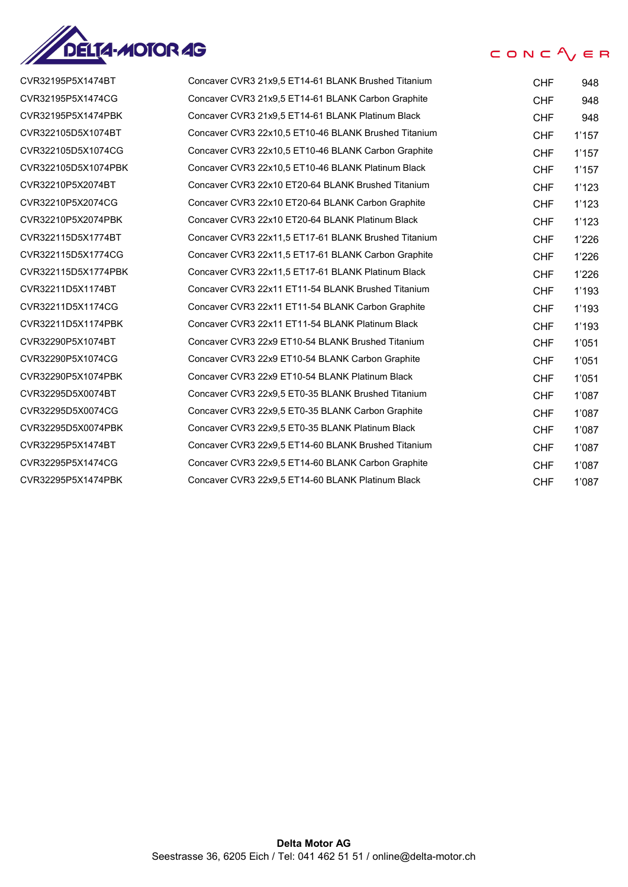| | | | |
|---|---|---|---|
| CVR32195P5X1474BT | Concaver CVR3 21x9,5 ET14-61 BLANK Brushed Titanium | CHF | 948 |
| CVR32195P5X1474CG | Concaver CVR3 21x9,5 ET14-61 BLANK Carbon Graphite | CHF | 948 |
| CVR32195P5X1474PBK | Concaver CVR3 21x9,5 ET14-61 BLANK Platinum Black | CHF | 948 |
| CVR322105D5X1074BT | Concaver CVR3 22x10,5 ET10-46 BLANK Brushed Titanium | CHF | 1'157 |
| CVR322105D5X1074CG | Concaver CVR3 22x10,5 ET10-46 BLANK Carbon Graphite | CHF | 1'157 |
| CVR322105D5X1074PBK | Concaver CVR3 22x10,5 ET10-46 BLANK Platinum Black | CHF | 1'157 |
| CVR32210P5X2074BT | Concaver CVR3 22x10 ET20-64 BLANK Brushed Titanium | CHF | 1'123 |
| CVR32210P5X2074CG | Concaver CVR3 22x10 ET20-64 BLANK Carbon Graphite | CHF | 1'123 |
| CVR32210P5X2074PBK | Concaver CVR3 22x10 ET20-64 BLANK Platinum Black | CHF | 1'123 |
| CVR322115D5X1774BT | Concaver CVR3 22x11,5 ET17-61 BLANK Brushed Titanium | CHF | 1'226 |
| CVR322115D5X1774CG | Concaver CVR3 22x11,5 ET17-61 BLANK Carbon Graphite | CHF | 1'226 |
| CVR322115D5X1774PBK | Concaver CVR3 22x11,5 ET17-61 BLANK Platinum Black | CHF | 1'226 |
| CVR32211D5X1174BT | Concaver CVR3 22x11 ET11-54 BLANK Brushed Titanium | CHF | 1'193 |
| CVR32211D5X1174CG | Concaver CVR3 22x11 ET11-54 BLANK Carbon Graphite | CHF | 1'193 |
| CVR32211D5X1174PBK | Concaver CVR3 22x11 ET11-54 BLANK Platinum Black | CHF | 1'193 |
| CVR32290P5X1074BT | Concaver CVR3 22x9 ET10-54 BLANK Brushed Titanium | CHF | 1'051 |
| CVR32290P5X1074CG | Concaver CVR3 22x9 ET10-54 BLANK Carbon Graphite | CHF | 1'051 |
| CVR32290P5X1074PBK | Concaver CVR3 22x9 ET10-54 BLANK Platinum Black | CHF | 1'051 |
| CVR32295D5X0074BT | Concaver CVR3 22x9,5 ET0-35 BLANK Brushed Titanium | CHF | 1'087 |
| CVR32295D5X0074CG | Concaver CVR3 22x9,5 ET0-35 BLANK Carbon Graphite | CHF | 1'087 |
| CVR32295D5X0074PBK | Concaver CVR3 22x9,5 ET0-35 BLANK Platinum Black | CHF | 1'087 |
| CVR32295P5X1474BT | Concaver CVR3 22x9,5 ET14-60 BLANK Brushed Titanium | CHF | 1'087 |
| CVR32295P5X1474CG | Concaver CVR3 22x9,5 ET14-60 BLANK Carbon Graphite | CHF | 1'087 |
| CVR32295P5X1474PBK | Concaver CVR3 22x9,5 ET14-60 BLANK Platinum Black | CHF | 1'087 |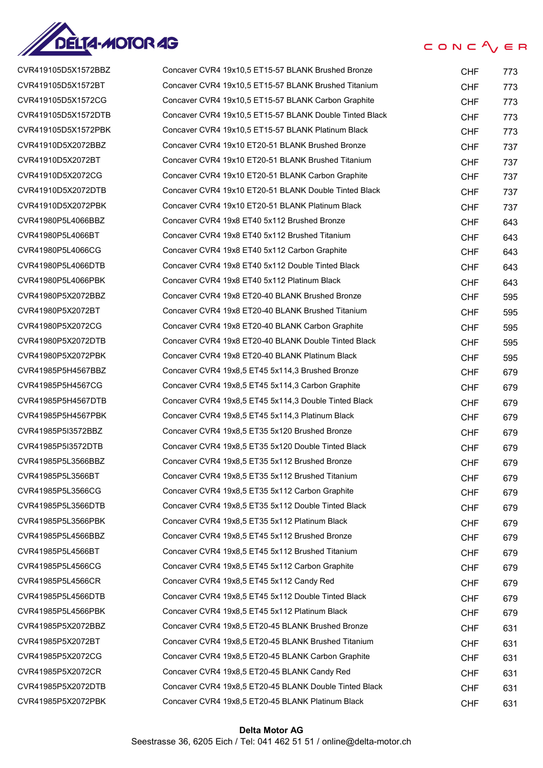| | | | |
|---|---|---|---|
| CVR419105D5X1572BBZ | Concaver CVR4 19x10,5 ET15-57 BLANK Brushed Bronze | CHF | 773 |
| CVR419105D5X1572BT | Concaver CVR4 19x10,5 ET15-57 BLANK Brushed Titanium | CHF | 773 |
| CVR419105D5X1572CG | Concaver CVR4 19x10,5 ET15-57 BLANK Carbon Graphite | CHF | 773 |
| CVR419105D5X1572DTB | Concaver CVR4 19x10,5 ET15-57 BLANK Double Tinted Black | CHF | 773 |
| CVR419105D5X1572PBK | Concaver CVR4 19x10,5 ET15-57 BLANK Platinum Black | CHF | 773 |
| CVR41910D5X2072BBZ | Concaver CVR4 19x10 ET20-51 BLANK Brushed Bronze | CHF | 737 |
| CVR41910D5X2072BT | Concaver CVR4 19x10 ET20-51 BLANK Brushed Titanium | CHF | 737 |
| CVR41910D5X2072CG | Concaver CVR4 19x10 ET20-51 BLANK Carbon Graphite | CHF | 737 |
| CVR41910D5X2072DTB | Concaver CVR4 19x10 ET20-51 BLANK Double Tinted Black | CHF | 737 |
| CVR41910D5X2072PBK | Concaver CVR4 19x10 ET20-51 BLANK Platinum Black | CHF | 737 |
| CVR41980P5L4066BBZ | Concaver CVR4 19x8 ET40 5x112 Brushed Bronze | CHF | 643 |
| CVR41980P5L4066BT | Concaver CVR4 19x8 ET40 5x112 Brushed Titanium | CHF | 643 |
| CVR41980P5L4066CG | Concaver CVR4 19x8 ET40 5x112 Carbon Graphite | CHF | 643 |
| CVR41980P5L4066DTB | Concaver CVR4 19x8 ET40 5x112 Double Tinted Black | CHF | 643 |
| CVR41980P5L4066PBK | Concaver CVR4 19x8 ET40 5x112 Platinum Black | CHF | 643 |
| CVR41980P5X2072BBZ | Concaver CVR4 19x8 ET20-40 BLANK Brushed Bronze | CHF | 595 |
| CVR41980P5X2072BT | Concaver CVR4 19x8 ET20-40 BLANK Brushed Titanium | CHF | 595 |
| CVR41980P5X2072CG | Concaver CVR4 19x8 ET20-40 BLANK Carbon Graphite | CHF | 595 |
| CVR41980P5X2072DTB | Concaver CVR4 19x8 ET20-40 BLANK Double Tinted Black | CHF | 595 |
| CVR41980P5X2072PBK | Concaver CVR4 19x8 ET20-40 BLANK Platinum Black | CHF | 595 |
| CVR41985P5H4567BBZ | Concaver CVR4 19x8,5 ET45 5x114,3 Brushed Bronze | CHF | 679 |
| CVR41985P5H4567CG | Concaver CVR4 19x8,5 ET45 5x114,3 Carbon Graphite | CHF | 679 |
| CVR41985P5H4567DTB | Concaver CVR4 19x8,5 ET45 5x114,3 Double Tinted Black | CHF | 679 |
| CVR41985P5H4567PBK | Concaver CVR4 19x8,5 ET45 5x114,3 Platinum Black | CHF | 679 |
| CVR41985P5I3572BBZ | Concaver CVR4 19x8,5 ET35 5x120 Brushed Bronze | CHF | 679 |
| CVR41985P5I3572DTB | Concaver CVR4 19x8,5 ET35 5x120 Double Tinted Black | CHF | 679 |
| CVR41985P5L3566BBZ | Concaver CVR4 19x8,5 ET35 5x112 Brushed Bronze | CHF | 679 |
| CVR41985P5L3566BT | Concaver CVR4 19x8,5 ET35 5x112 Brushed Titanium | CHF | 679 |
| CVR41985P5L3566CG | Concaver CVR4 19x8,5 ET35 5x112 Carbon Graphite | CHF | 679 |
| CVR41985P5L3566DTB | Concaver CVR4 19x8,5 ET35 5x112 Double Tinted Black | CHF | 679 |
| CVR41985P5L3566PBK | Concaver CVR4 19x8,5 ET35 5x112 Platinum Black | CHF | 679 |
| CVR41985P5L4566BBZ | Concaver CVR4 19x8,5 ET45 5x112 Brushed Bronze | CHF | 679 |
| CVR41985P5L4566BT | Concaver CVR4 19x8,5 ET45 5x112 Brushed Titanium | CHF | 679 |
| CVR41985P5L4566CG | Concaver CVR4 19x8,5 ET45 5x112 Carbon Graphite | CHF | 679 |
| CVR41985P5L4566CR | Concaver CVR4 19x8,5 ET45 5x112 Candy Red | CHF | 679 |
| CVR41985P5L4566DTB | Concaver CVR4 19x8,5 ET45 5x112 Double Tinted Black | CHF | 679 |
| CVR41985P5L4566PBK | Concaver CVR4 19x8,5 ET45 5x112 Platinum Black | CHF | 679 |
| CVR41985P5X2072BBZ | Concaver CVR4 19x8,5 ET20-45 BLANK Brushed Bronze | CHF | 631 |
| CVR41985P5X2072BT | Concaver CVR4 19x8,5 ET20-45 BLANK Brushed Titanium | CHF | 631 |
| CVR41985P5X2072CG | Concaver CVR4 19x8,5 ET20-45 BLANK Carbon Graphite | CHF | 631 |
| CVR41985P5X2072CR | Concaver CVR4 19x8,5 ET20-45 BLANK Candy Red | CHF | 631 |
| CVR41985P5X2072DTB | Concaver CVR4 19x8,5 ET20-45 BLANK Double Tinted Black | CHF | 631 |
| CVR41985P5X2072PBK | Concaver CVR4 19x8,5 ET20-45 BLANK Platinum Black | CHF | 631 |

**Delta Motor AG**
Seestrasse 36, 6205 Eich / Tel: 041 462 51 51 / online@delta-motor.ch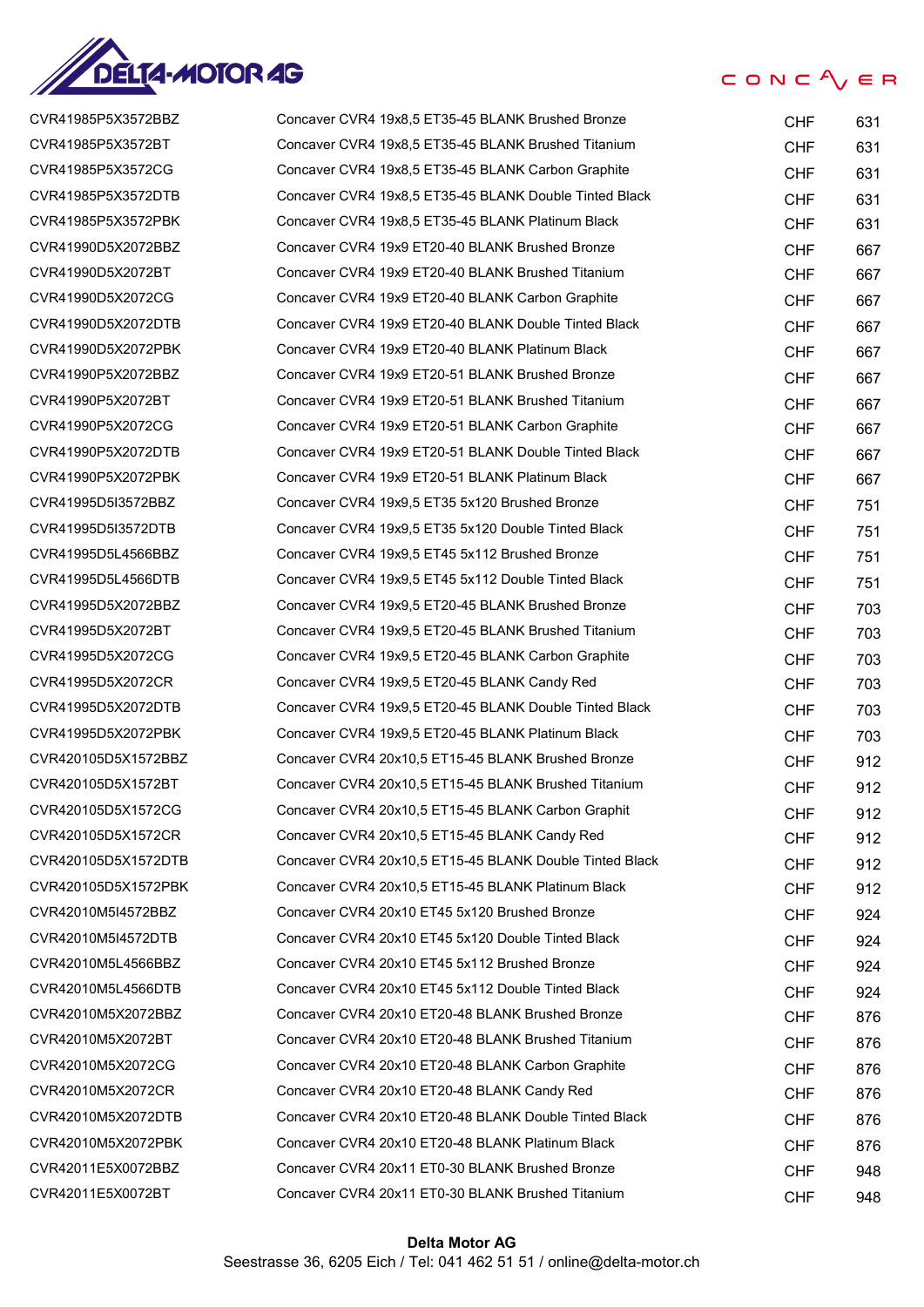DELTA-MOTOR AG

CONCAVER

| | | | |
|---|---|---|---|
| CVR41985P5X3572BBZ | Concaver CVR4 19x8,5 ET35-45 BLANK Brushed Bronze | CHF | 631 |
| CVR41985P5X3572BT | Concaver CVR4 19x8,5 ET35-45 BLANK Brushed Titanium | CHF | 631 |
| CVR41985P5X3572CG | Concaver CVR4 19x8,5 ET35-45 BLANK Carbon Graphite | CHF | 631 |
| CVR41985P5X3572DTB | Concaver CVR4 19x8,5 ET35-45 BLANK Double Tinted Black | CHF | 631 |
| CVR41985P5X3572PBK | Concaver CVR4 19x8,5 ET35-45 BLANK Platinum Black | CHF | 631 |
| CVR41990D5X2072BBZ | Concaver CVR4 19x9 ET20-40 BLANK Brushed Bronze | CHF | 667 |
| CVR41990D5X2072BT | Concaver CVR4 19x9 ET20-40 BLANK Brushed Titanium | CHF | 667 |
| CVR41990D5X2072CG | Concaver CVR4 19x9 ET20-40 BLANK Carbon Graphite | CHF | 667 |
| CVR41990D5X2072DTB | Concaver CVR4 19x9 ET20-40 BLANK Double Tinted Black | CHF | 667 |
| CVR41990D5X2072PBK | Concaver CVR4 19x9 ET20-40 BLANK Platinum Black | CHF | 667 |
| CVR41990P5X2072BBZ | Concaver CVR4 19x9 ET20-51 BLANK Brushed Bronze | CHF | 667 |
| CVR41990P5X2072BT | Concaver CVR4 19x9 ET20-51 BLANK Brushed Titanium | CHF | 667 |
| CVR41990P5X2072CG | Concaver CVR4 19x9 ET20-51 BLANK Carbon Graphite | CHF | 667 |
| CVR41990P5X2072DTB | Concaver CVR4 19x9 ET20-51 BLANK Double Tinted Black | CHF | 667 |
| CVR41990P5X2072PBK | Concaver CVR4 19x9 ET20-51 BLANK Platinum Black | CHF | 667 |
| CVR41995D5I3572BBZ | Concaver CVR4 19x9,5 ET35 5x120 Brushed Bronze | CHF | 751 |
| CVR41995D5I3572DTB | Concaver CVR4 19x9,5 ET35 5x120 Double Tinted Black | CHF | 751 |
| CVR41995D5L4566BBZ | Concaver CVR4 19x9,5 ET45 5x112 Brushed Bronze | CHF | 751 |
| CVR41995D5L4566DTB | Concaver CVR4 19x9,5 ET45 5x112 Double Tinted Black | CHF | 751 |
| CVR41995D5X2072BBZ | Concaver CVR4 19x9,5 ET20-45 BLANK Brushed Bronze | CHF | 703 |
| CVR41995D5X2072BT | Concaver CVR4 19x9,5 ET20-45 BLANK Brushed Titanium | CHF | 703 |
| CVR41995D5X2072CG | Concaver CVR4 19x9,5 ET20-45 BLANK Carbon Graphite | CHF | 703 |
| CVR41995D5X2072CR | Concaver CVR4 19x9,5 ET20-45 BLANK Candy Red | CHF | 703 |
| CVR41995D5X2072DTB | Concaver CVR4 19x9,5 ET20-45 BLANK Double Tinted Black | CHF | 703 |
| CVR41995D5X2072PBK | Concaver CVR4 19x9,5 ET20-45 BLANK Platinum Black | CHF | 703 |
| CVR420105D5X1572BBZ | Concaver CVR4 20x10,5 ET15-45 BLANK Brushed Bronze | CHF | 912 |
| CVR420105D5X1572BT | Concaver CVR4 20x10,5 ET15-45 BLANK Brushed Titanium | CHF | 912 |
| CVR420105D5X1572CG | Concaver CVR4 20x10,5 ET15-45 BLANK Carbon Graphit | CHF | 912 |
| CVR420105D5X1572CR | Concaver CVR4 20x10,5 ET15-45 BLANK Candy Red | CHF | 912 |
| CVR420105D5X1572DTB | Concaver CVR4 20x10,5 ET15-45 BLANK Double Tinted Black | CHF | 912 |
| CVR420105D5X1572PBK | Concaver CVR4 20x10,5 ET15-45 BLANK Platinum Black | CHF | 912 |
| CVR42010M5I4572BBZ | Concaver CVR4 20x10 ET45 5x120 Brushed Bronze | CHF | 924 |
| CVR42010M5I4572DTB | Concaver CVR4 20x10 ET45 5x120 Double Tinted Black | CHF | 924 |
| CVR42010M5L4566BBZ | Concaver CVR4 20x10 ET45 5x112 Brushed Bronze | CHF | 924 |
| CVR42010M5L4566DTB | Concaver CVR4 20x10 ET45 5x112 Double Tinted Black | CHF | 924 |
| CVR42010M5X2072BBZ | Concaver CVR4 20x10 ET20-48 BLANK Brushed Bronze | CHF | 876 |
| CVR42010M5X2072BT | Concaver CVR4 20x10 ET20-48 BLANK Brushed Titanium | CHF | 876 |
| CVR42010M5X2072CG | Concaver CVR4 20x10 ET20-48 BLANK Carbon Graphite | CHF | 876 |
| CVR42010M5X2072CR | Concaver CVR4 20x10 ET20-48 BLANK Candy Red | CHF | 876 |
| CVR42010M5X2072DTB | Concaver CVR4 20x10 ET20-48 BLANK Double Tinted Black | CHF | 876 |
| CVR42010M5X2072PBK | Concaver CVR4 20x10 ET20-48 BLANK Platinum Black | CHF | 876 |
| CVR42011E5X0072BBZ | Concaver CVR4 20x11 ET0-30 BLANK Brushed Bronze | CHF | 948 |
| CVR42011E5X0072BT | Concaver CVR4 20x11 ET0-30 BLANK Brushed Titanium | CHF | 948 |

**Delta Motor AG**
Seestrasse 36, 6205 Eich / Tel: 041 462 51 51 / online@delta-motor.ch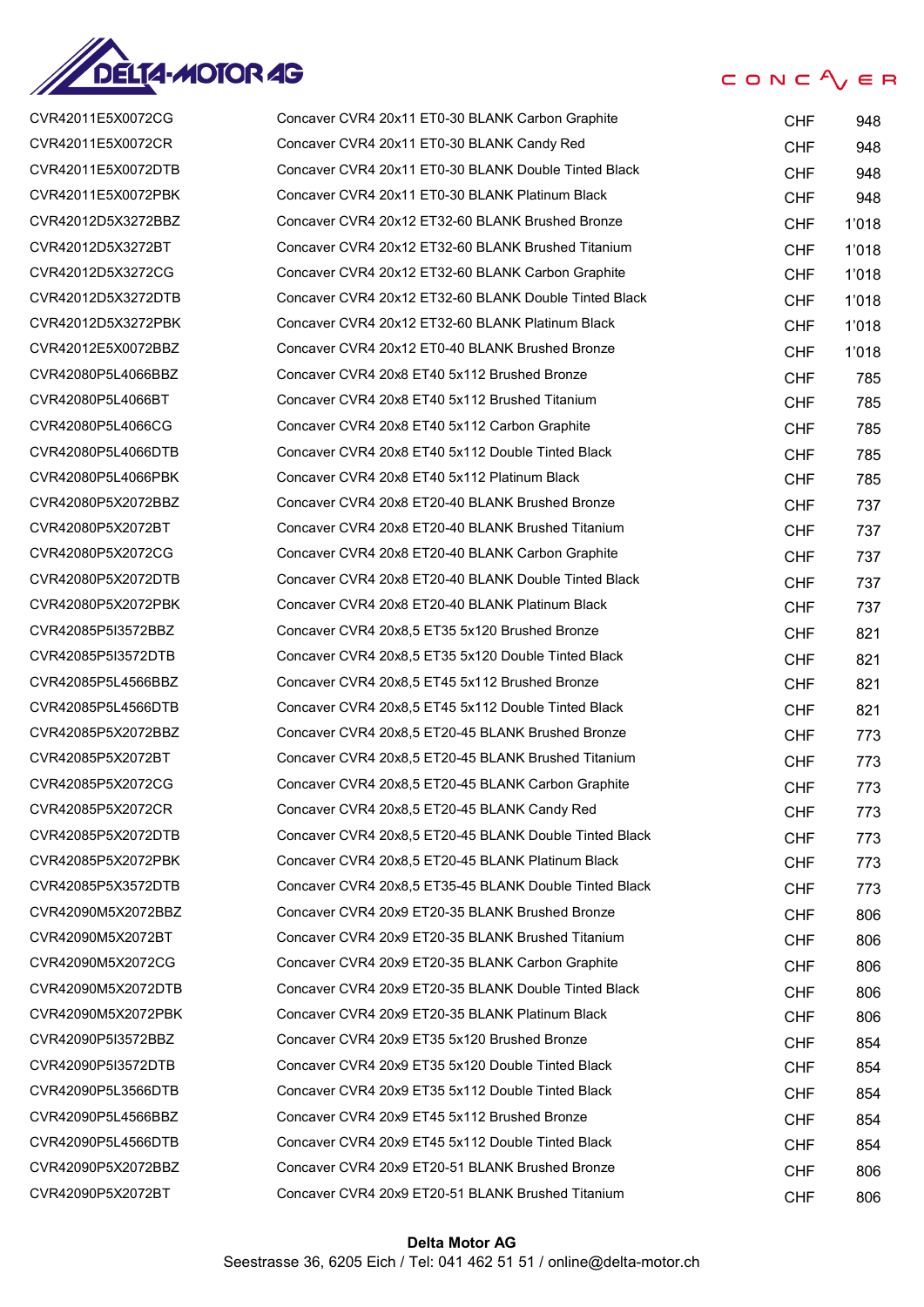| | | | |
|---|---|---|---|
| CVR42011E5X0072CG | Concaver CVR4 20x11 ET0-30 BLANK Carbon Graphite | CHF | 948 |
| CVR42011E5X0072CR | Concaver CVR4 20x11 ET0-30 BLANK Candy Red | CHF | 948 |
| CVR42011E5X0072DTB | Concaver CVR4 20x11 ET0-30 BLANK Double Tinted Black | CHF | 948 |
| CVR42011E5X0072PBK | Concaver CVR4 20x11 ET0-30 BLANK Platinum Black | CHF | 948 |
| CVR42012D5X3272BBZ | Concaver CVR4 20x12 ET32-60 BLANK Brushed Bronze | CHF | 1'018 |
| CVR42012D5X3272BT | Concaver CVR4 20x12 ET32-60 BLANK Brushed Titanium | CHF | 1'018 |
| CVR42012D5X3272CG | Concaver CVR4 20x12 ET32-60 BLANK Carbon Graphite | CHF | 1'018 |
| CVR42012D5X3272DTB | Concaver CVR4 20x12 ET32-60 BLANK Double Tinted Black | CHF | 1'018 |
| CVR42012D5X3272PBK | Concaver CVR4 20x12 ET32-60 BLANK Platinum Black | CHF | 1'018 |
| CVR42012E5X0072BBZ | Concaver CVR4 20x12 ET0-40 BLANK Brushed Bronze | CHF | 1'018 |
| CVR42080P5L4066BBZ | Concaver CVR4 20x8 ET40 5x112 Brushed Bronze | CHF | 785 |
| CVR42080P5L4066BT | Concaver CVR4 20x8 ET40 5x112 Brushed Titanium | CHF | 785 |
| CVR42080P5L4066CG | Concaver CVR4 20x8 ET40 5x112 Carbon Graphite | CHF | 785 |
| CVR42080P5L4066DTB | Concaver CVR4 20x8 ET40 5x112 Double Tinted Black | CHF | 785 |
| CVR42080P5L4066PBK | Concaver CVR4 20x8 ET40 5x112 Platinum Black | CHF | 785 |
| CVR42080P5X2072BBZ | Concaver CVR4 20x8 ET20-40 BLANK Brushed Bronze | CHF | 737 |
| CVR42080P5X2072BT | Concaver CVR4 20x8 ET20-40 BLANK Brushed Titanium | CHF | 737 |
| CVR42080P5X2072CG | Concaver CVR4 20x8 ET20-40 BLANK Carbon Graphite | CHF | 737 |
| CVR42080P5X2072DTB | Concaver CVR4 20x8 ET20-40 BLANK Double Tinted Black | CHF | 737 |
| CVR42080P5X2072PBK | Concaver CVR4 20x8 ET20-40 BLANK Platinum Black | CHF | 737 |
| CVR42085P5I3572BBZ | Concaver CVR4 20x8,5 ET35 5x120 Brushed Bronze | CHF | 821 |
| CVR42085P5I3572DTB | Concaver CVR4 20x8,5 ET35 5x120 Double Tinted Black | CHF | 821 |
| CVR42085P5L4566BBZ | Concaver CVR4 20x8,5 ET45 5x112 Brushed Bronze | CHF | 821 |
| CVR42085P5L4566DTB | Concaver CVR4 20x8,5 ET45 5x112 Double Tinted Black | CHF | 821 |
| CVR42085P5X2072BBZ | Concaver CVR4 20x8,5 ET20-45 BLANK Brushed Bronze | CHF | 773 |
| CVR42085P5X2072BT | Concaver CVR4 20x8,5 ET20-45 BLANK Brushed Titanium | CHF | 773 |
| CVR42085P5X2072CG | Concaver CVR4 20x8,5 ET20-45 BLANK Carbon Graphite | CHF | 773 |
| CVR42085P5X2072CR | Concaver CVR4 20x8,5 ET20-45 BLANK Candy Red | CHF | 773 |
| CVR42085P5X2072DTB | Concaver CVR4 20x8,5 ET20-45 BLANK Double Tinted Black | CHF | 773 |
| CVR42085P5X2072PBK | Concaver CVR4 20x8,5 ET20-45 BLANK Platinum Black | CHF | 773 |
| CVR42085P5X3572DTB | Concaver CVR4 20x8,5 ET35-45 BLANK Double Tinted Black | CHF | 773 |
| CVR42090M5X2072BBZ | Concaver CVR4 20x9 ET20-35 BLANK Brushed Bronze | CHF | 806 |
| CVR42090M5X2072BT | Concaver CVR4 20x9 ET20-35 BLANK Brushed Titanium | CHF | 806 |
| CVR42090M5X2072CG | Concaver CVR4 20x9 ET20-35 BLANK Carbon Graphite | CHF | 806 |
| CVR42090M5X2072DTB | Concaver CVR4 20x9 ET20-35 BLANK Double Tinted Black | CHF | 806 |
| CVR42090M5X2072PBK | Concaver CVR4 20x9 ET20-35 BLANK Platinum Black | CHF | 806 |
| CVR42090P5I3572BBZ | Concaver CVR4 20x9 ET35 5x120 Brushed Bronze | CHF | 854 |
| CVR42090P5I3572DTB | Concaver CVR4 20x9 ET35 5x120 Double Tinted Black | CHF | 854 |
| CVR42090P5L3566DTB | Concaver CVR4 20x9 ET35 5x112 Double Tinted Black | CHF | 854 |
| CVR42090P5L4566BBZ | Concaver CVR4 20x9 ET45 5x112 Brushed Bronze | CHF | 854 |
| CVR42090P5L4566DTB | Concaver CVR4 20x9 ET45 5x112 Double Tinted Black | CHF | 854 |
| CVR42090P5X2072BBZ | Concaver CVR4 20x9 ET20-51 BLANK Brushed Bronze | CHF | 806 |
| CVR42090P5X2072BT | Concaver CVR4 20x9 ET20-51 BLANK Brushed Titanium | CHF | 806 |

**Delta Motor AG**
Seestrasse 36, 6205 Eich / Tel: 041 462 51 51 / online@delta-motor.ch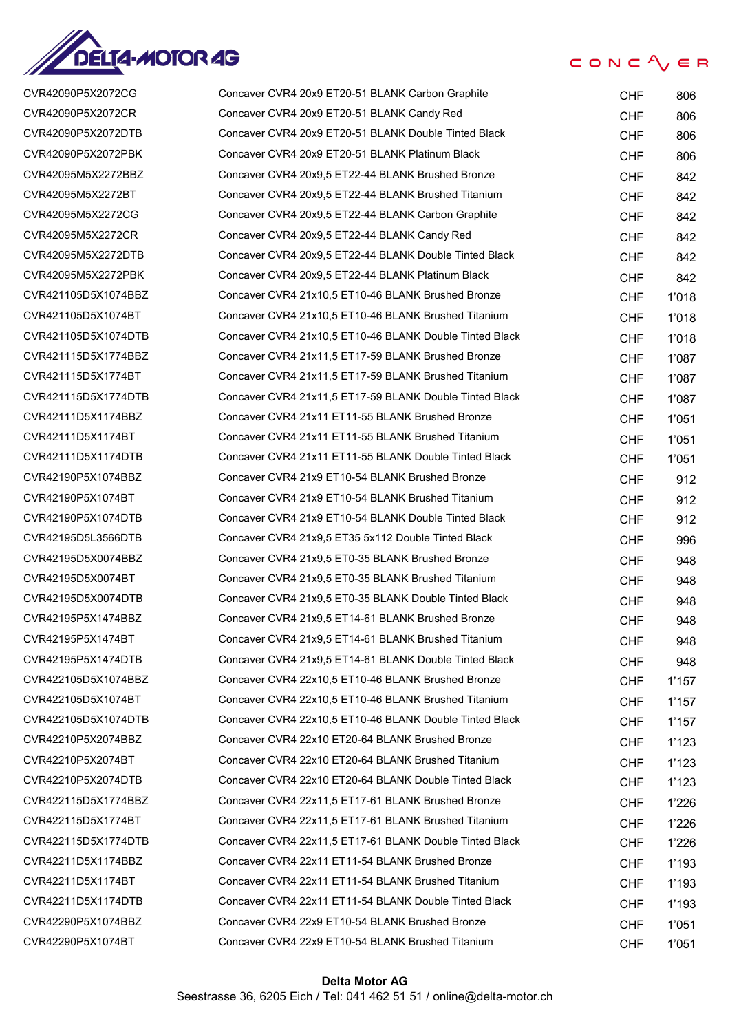| CVR42090P5X2072CG | Concaver CVR4 20x9 ET20-51 BLANK Carbon Graphite | CHF | 806 |
|---|---|---|---|
| CVR42090P5X2072CR | Concaver CVR4 20x9 ET20-51 BLANK Candy Red | CHF | 806 |
| CVR42090P5X2072DTB | Concaver CVR4 20x9 ET20-51 BLANK Double Tinted Black | CHF | 806 |
| CVR42090P5X2072PBK | Concaver CVR4 20x9 ET20-51 BLANK Platinum Black | CHF | 806 |
| CVR42095M5X2272BBZ | Concaver CVR4 20x9,5 ET22-44 BLANK Brushed Bronze | CHF | 842 |
| CVR42095M5X2272BT | Concaver CVR4 20x9,5 ET22-44 BLANK Brushed Titanium | CHF | 842 |
| CVR42095M5X2272CG | Concaver CVR4 20x9,5 ET22-44 BLANK Carbon Graphite | CHF | 842 |
| CVR42095M5X2272CR | Concaver CVR4 20x9,5 ET22-44 BLANK Candy Red | CHF | 842 |
| CVR42095M5X2272DTB | Concaver CVR4 20x9,5 ET22-44 BLANK Double Tinted Black | CHF | 842 |
| CVR42095M5X2272PBK | Concaver CVR4 20x9,5 ET22-44 BLANK Platinum Black | CHF | 842 |
| CVR421105D5X1074BBZ | Concaver CVR4 21x10,5 ET10-46 BLANK Brushed Bronze | CHF | 1'018 |
| CVR421105D5X1074BT | Concaver CVR4 21x10,5 ET10-46 BLANK Brushed Titanium | CHF | 1'018 |
| CVR421105D5X1074DTB | Concaver CVR4 21x10,5 ET10-46 BLANK Double Tinted Black | CHF | 1'018 |
| CVR421115D5X1774BBZ | Concaver CVR4 21x11,5 ET17-59 BLANK Brushed Bronze | CHF | 1'087 |
| CVR421115D5X1774BT | Concaver CVR4 21x11,5 ET17-59 BLANK Brushed Titanium | CHF | 1'087 |
| CVR421115D5X1774DTB | Concaver CVR4 21x11,5 ET17-59 BLANK Double Tinted Black | CHF | 1'087 |
| CVR42111D5X1174BBZ | Concaver CVR4 21x11 ET11-55 BLANK Brushed Bronze | CHF | 1'051 |
| CVR42111D5X1174BT | Concaver CVR4 21x11 ET11-55 BLANK Brushed Titanium | CHF | 1'051 |
| CVR42111D5X1174DTB | Concaver CVR4 21x11 ET11-55 BLANK Double Tinted Black | CHF | 1'051 |
| CVR42190P5X1074BBZ | Concaver CVR4 21x9 ET10-54 BLANK Brushed Bronze | CHF | 912 |
| CVR42190P5X1074BT | Concaver CVR4 21x9 ET10-54 BLANK Brushed Titanium | CHF | 912 |
| CVR42190P5X1074DTB | Concaver CVR4 21x9 ET10-54 BLANK Double Tinted Black | CHF | 912 |
| CVR42195D5L3566DTB | Concaver CVR4 21x9,5 ET35 5x112 Double Tinted Black | CHF | 996 |
| CVR42195D5X0074BBZ | Concaver CVR4 21x9,5 ET0-35 BLANK Brushed Bronze | CHF | 948 |
| CVR42195D5X0074BT | Concaver CVR4 21x9,5 ET0-35 BLANK Brushed Titanium | CHF | 948 |
| CVR42195D5X0074DTB | Concaver CVR4 21x9,5 ET0-35 BLANK Double Tinted Black | CHF | 948 |
| CVR42195P5X1474BBZ | Concaver CVR4 21x9,5 ET14-61 BLANK Brushed Bronze | CHF | 948 |
| CVR42195P5X1474BT | Concaver CVR4 21x9,5 ET14-61 BLANK Brushed Titanium | CHF | 948 |
| CVR42195P5X1474DTB | Concaver CVR4 21x9,5 ET14-61 BLANK Double Tinted Black | CHF | 948 |
| CVR422105D5X1074BBZ | Concaver CVR4 22x10,5 ET10-46 BLANK Brushed Bronze | CHF | 1'157 |
| CVR422105D5X1074BT | Concaver CVR4 22x10,5 ET10-46 BLANK Brushed Titanium | CHF | 1'157 |
| CVR422105D5X1074DTB | Concaver CVR4 22x10,5 ET10-46 BLANK Double Tinted Black | CHF | 1'157 |
| CVR42210P5X2074BBZ | Concaver CVR4 22x10 ET20-64 BLANK Brushed Bronze | CHF | 1'123 |
| CVR42210P5X2074BT | Concaver CVR4 22x10 ET20-64 BLANK Brushed Titanium | CHF | 1'123 |
| CVR42210P5X2074DTB | Concaver CVR4 22x10 ET20-64 BLANK Double Tinted Black | CHF | 1'123 |
| CVR422115D5X1774BBZ | Concaver CVR4 22x11,5 ET17-61 BLANK Brushed Bronze | CHF | 1'226 |
| CVR422115D5X1774BT | Concaver CVR4 22x11,5 ET17-61 BLANK Brushed Titanium | CHF | 1'226 |
| CVR422115D5X1774DTB | Concaver CVR4 22x11,5 ET17-61 BLANK Double Tinted Black | CHF | 1'226 |
| CVR42211D5X1174BBZ | Concaver CVR4 22x11 ET11-54 BLANK Brushed Bronze | CHF | 1'193 |
| CVR42211D5X1174BT | Concaver CVR4 22x11 ET11-54 BLANK Brushed Titanium | CHF | 1'193 |
| CVR42211D5X1174DTB | Concaver CVR4 22x11 ET11-54 BLANK Double Tinted Black | CHF | 1'193 |
| CVR42290P5X1074BBZ | Concaver CVR4 22x9 ET10-54 BLANK Brushed Bronze | CHF | 1'051 |
| CVR42290P5X1074BT | Concaver CVR4 22x9 ET10-54 BLANK Brushed Titanium | CHF | 1'051 |

**Delta Motor AG**
Seestrasse 36, 6205 Eich / Tel: 041 462 51 51 / online@delta-motor.ch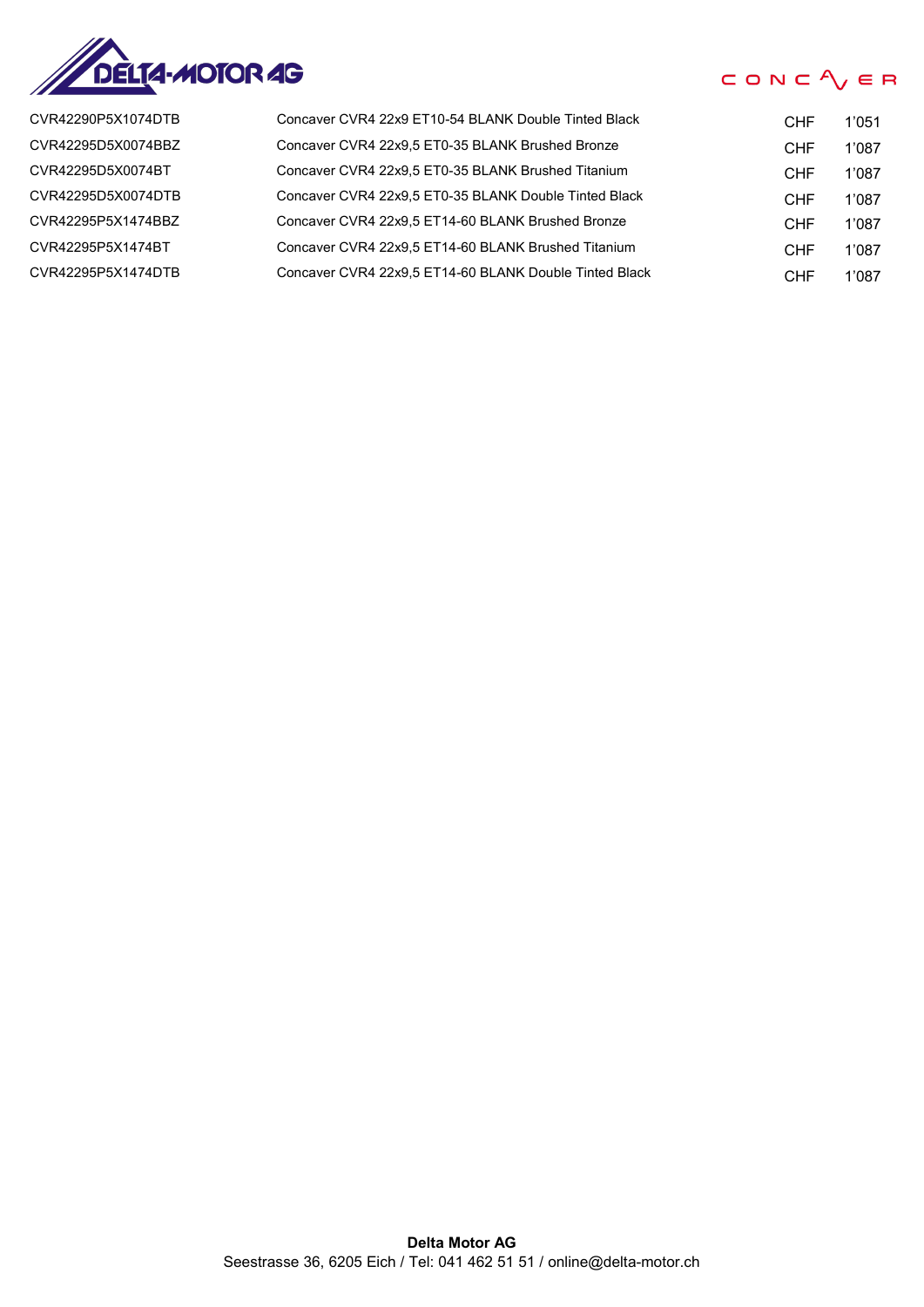| | | | |
|---|---|---|---|
| CVR42290P5X1074DTB | Concaver CVR4 22x9 ET10-54 BLANK Double Tinted Black | CHF | 1'051 |
| CVR42295D5X0074BBZ | Concaver CVR4 22x9,5 ET0-35 BLANK Brushed Bronze | CHF | 1'087 |
| CVR42295D5X0074BT | Concaver CVR4 22x9,5 ET0-35 BLANK Brushed Titanium | CHF | 1'087 |
| CVR42295D5X0074DTB | Concaver CVR4 22x9,5 ET0-35 BLANK Double Tinted Black | CHF | 1'087 |
| CVR42295P5X1474BBZ | Concaver CVR4 22x9,5 ET14-60 BLANK Brushed Bronze | CHF | 1'087 |
| CVR42295P5X1474BT | Concaver CVR4 22x9,5 ET14-60 BLANK Brushed Titanium | CHF | 1'087 |
| CVR42295P5X1474DTB | Concaver CVR4 22x9,5 ET14-60 BLANK Double Tinted Black | CHF | 1'087 |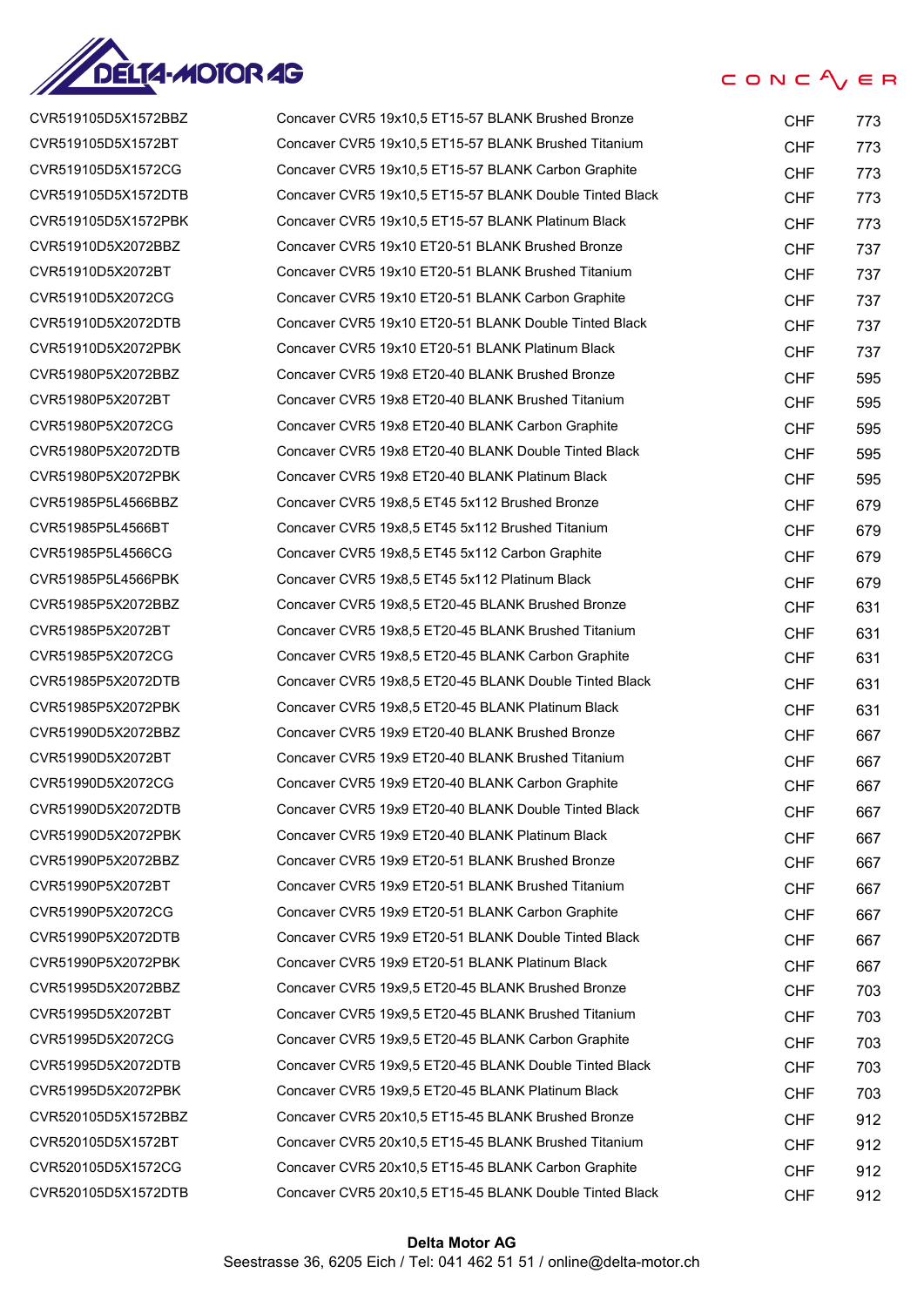| | | | |
|---|---|---|---|
| CVR519105D5X1572BBZ | Concaver CVR5 19x10,5 ET15-57 BLANK Brushed Bronze | CHF | 773 |
| CVR519105D5X1572BT | Concaver CVR5 19x10,5 ET15-57 BLANK Brushed Titanium | CHF | 773 |
| CVR519105D5X1572CG | Concaver CVR5 19x10,5 ET15-57 BLANK Carbon Graphite | CHF | 773 |
| CVR519105D5X1572DTB | Concaver CVR5 19x10,5 ET15-57 BLANK Double Tinted Black | CHF | 773 |
| CVR519105D5X1572PBK | Concaver CVR5 19x10,5 ET15-57 BLANK Platinum Black | CHF | 773 |
| CVR51910D5X2072BBZ | Concaver CVR5 19x10 ET20-51 BLANK Brushed Bronze | CHF | 737 |
| CVR51910D5X2072BT | Concaver CVR5 19x10 ET20-51 BLANK Brushed Titanium | CHF | 737 |
| CVR51910D5X2072CG | Concaver CVR5 19x10 ET20-51 BLANK Carbon Graphite | CHF | 737 |
| CVR51910D5X2072DTB | Concaver CVR5 19x10 ET20-51 BLANK Double Tinted Black | CHF | 737 |
| CVR51910D5X2072PBK | Concaver CVR5 19x10 ET20-51 BLANK Platinum Black | CHF | 737 |
| CVR51980P5X2072BBZ | Concaver CVR5 19x8 ET20-40 BLANK Brushed Bronze | CHF | 595 |
| CVR51980P5X2072BT | Concaver CVR5 19x8 ET20-40 BLANK Brushed Titanium | CHF | 595 |
| CVR51980P5X2072CG | Concaver CVR5 19x8 ET20-40 BLANK Carbon Graphite | CHF | 595 |
| CVR51980P5X2072DTB | Concaver CVR5 19x8 ET20-40 BLANK Double Tinted Black | CHF | 595 |
| CVR51980P5X2072PBK | Concaver CVR5 19x8 ET20-40 BLANK Platinum Black | CHF | 595 |
| CVR51985P5L4566BBZ | Concaver CVR5 19x8,5 ET45 5x112 Brushed Bronze | CHF | 679 |
| CVR51985P5L4566BT | Concaver CVR5 19x8,5 ET45 5x112 Brushed Titanium | CHF | 679 |
| CVR51985P5L4566CG | Concaver CVR5 19x8,5 ET45 5x112 Carbon Graphite | CHF | 679 |
| CVR51985P5L4566PBK | Concaver CVR5 19x8,5 ET45 5x112 Platinum Black | CHF | 679 |
| CVR51985P5X2072BBZ | Concaver CVR5 19x8,5 ET20-45 BLANK Brushed Bronze | CHF | 631 |
| CVR51985P5X2072BT | Concaver CVR5 19x8,5 ET20-45 BLANK Brushed Titanium | CHF | 631 |
| CVR51985P5X2072CG | Concaver CVR5 19x8,5 ET20-45 BLANK Carbon Graphite | CHF | 631 |
| CVR51985P5X2072DTB | Concaver CVR5 19x8,5 ET20-45 BLANK Double Tinted Black | CHF | 631 |
| CVR51985P5X2072PBK | Concaver CVR5 19x8,5 ET20-45 BLANK Platinum Black | CHF | 631 |
| CVR51990D5X2072BBZ | Concaver CVR5 19x9 ET20-40 BLANK Brushed Bronze | CHF | 667 |
| CVR51990D5X2072BT | Concaver CVR5 19x9 ET20-40 BLANK Brushed Titanium | CHF | 667 |
| CVR51990D5X2072CG | Concaver CVR5 19x9 ET20-40 BLANK Carbon Graphite | CHF | 667 |
| CVR51990D5X2072DTB | Concaver CVR5 19x9 ET20-40 BLANK Double Tinted Black | CHF | 667 |
| CVR51990D5X2072PBK | Concaver CVR5 19x9 ET20-40 BLANK Platinum Black | CHF | 667 |
| CVR51990P5X2072BBZ | Concaver CVR5 19x9 ET20-51 BLANK Brushed Bronze | CHF | 667 |
| CVR51990P5X2072BT | Concaver CVR5 19x9 ET20-51 BLANK Brushed Titanium | CHF | 667 |
| CVR51990P5X2072CG | Concaver CVR5 19x9 ET20-51 BLANK Carbon Graphite | CHF | 667 |
| CVR51990P5X2072DTB | Concaver CVR5 19x9 ET20-51 BLANK Double Tinted Black | CHF | 667 |
| CVR51990P5X2072PBK | Concaver CVR5 19x9 ET20-51 BLANK Platinum Black | CHF | 667 |
| CVR51995D5X2072BBZ | Concaver CVR5 19x9,5 ET20-45 BLANK Brushed Bronze | CHF | 703 |
| CVR51995D5X2072BT | Concaver CVR5 19x9,5 ET20-45 BLANK Brushed Titanium | CHF | 703 |
| CVR51995D5X2072CG | Concaver CVR5 19x9,5 ET20-45 BLANK Carbon Graphite | CHF | 703 |
| CVR51995D5X2072DTB | Concaver CVR5 19x9,5 ET20-45 BLANK Double Tinted Black | CHF | 703 |
| CVR51995D5X2072PBK | Concaver CVR5 19x9,5 ET20-45 BLANK Platinum Black | CHF | 703 |
| CVR520105D5X1572BBZ | Concaver CVR5 20x10,5 ET15-45 BLANK Brushed Bronze | CHF | 912 |
| CVR520105D5X1572BT | Concaver CVR5 20x10,5 ET15-45 BLANK Brushed Titanium | CHF | 912 |
| CVR520105D5X1572CG | Concaver CVR5 20x10,5 ET15-45 BLANK Carbon Graphite | CHF | 912 |
| CVR520105D5X1572DTB | Concaver CVR5 20x10,5 ET15-45 BLANK Double Tinted Black | CHF | 912 |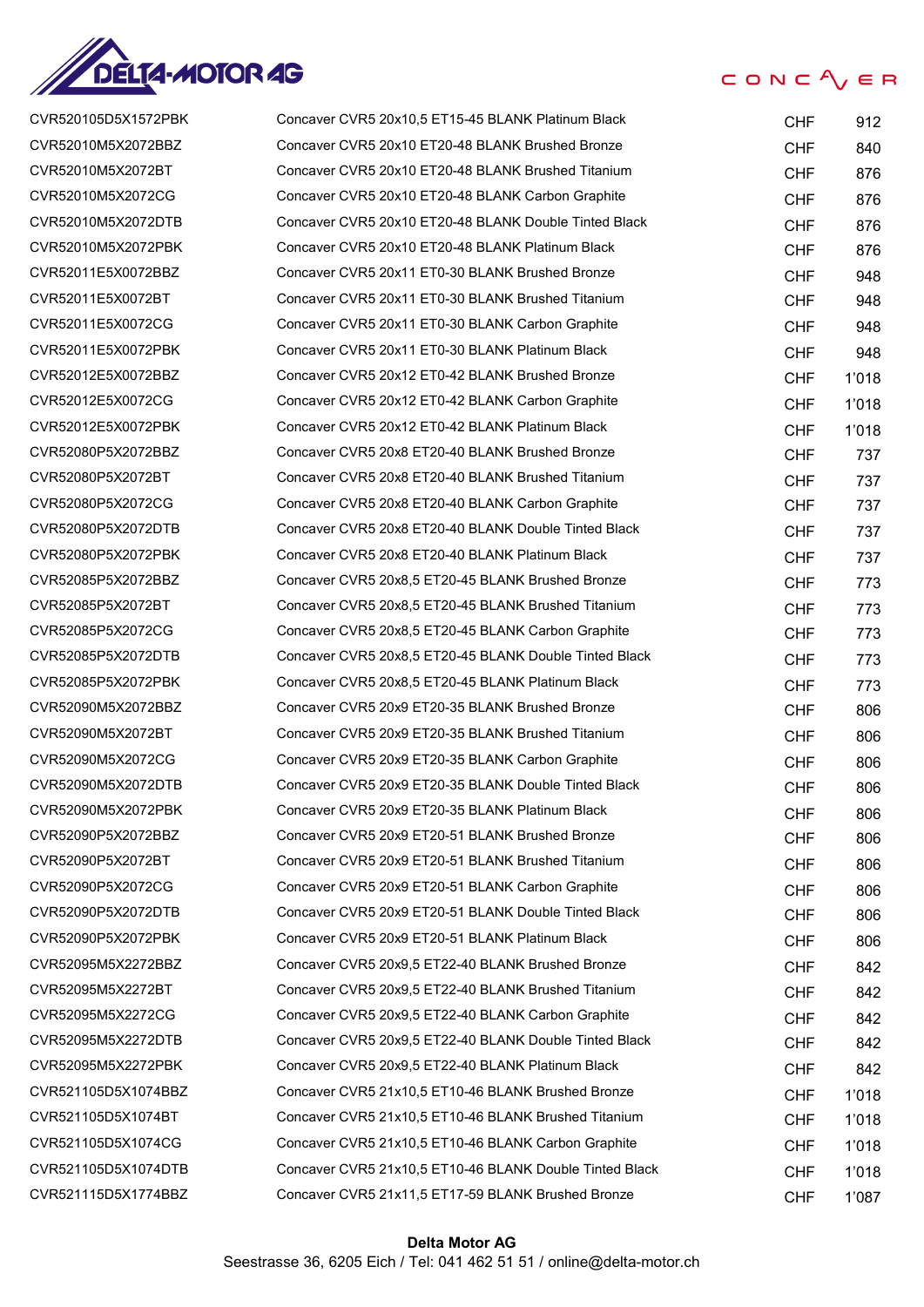| | | | |
|---|---|---|---|
| CVR520105D5X1572PBK | Concaver CVR5 20x10,5 ET15-45 BLANK Platinum Black | CHF | 912 |
| CVR52010M5X2072BBZ | Concaver CVR5 20x10 ET20-48 BLANK Brushed Bronze | CHF | 840 |
| CVR52010M5X2072BT | Concaver CVR5 20x10 ET20-48 BLANK Brushed Titanium | CHF | 876 |
| CVR52010M5X2072CG | Concaver CVR5 20x10 ET20-48 BLANK Carbon Graphite | CHF | 876 |
| CVR52010M5X2072DTB | Concaver CVR5 20x10 ET20-48 BLANK Double Tinted Black | CHF | 876 |
| CVR52010M5X2072PBK | Concaver CVR5 20x10 ET20-48 BLANK Platinum Black | CHF | 876 |
| CVR52011E5X0072BBZ | Concaver CVR5 20x11 ET0-30 BLANK Brushed Bronze | CHF | 948 |
| CVR52011E5X0072BT | Concaver CVR5 20x11 ET0-30 BLANK Brushed Titanium | CHF | 948 |
| CVR52011E5X0072CG | Concaver CVR5 20x11 ET0-30 BLANK Carbon Graphite | CHF | 948 |
| CVR52011E5X0072PBK | Concaver CVR5 20x11 ET0-30 BLANK Platinum Black | CHF | 948 |
| CVR52012E5X0072BBZ | Concaver CVR5 20x12 ET0-42 BLANK Brushed Bronze | CHF | 1'018 |
| CVR52012E5X0072CG | Concaver CVR5 20x12 ET0-42 BLANK Carbon Graphite | CHF | 1'018 |
| CVR52012E5X0072PBK | Concaver CVR5 20x12 ET0-42 BLANK Platinum Black | CHF | 1'018 |
| CVR52080P5X2072BBZ | Concaver CVR5 20x8 ET20-40 BLANK Brushed Bronze | CHF | 737 |
| CVR52080P5X2072BT | Concaver CVR5 20x8 ET20-40 BLANK Brushed Titanium | CHF | 737 |
| CVR52080P5X2072CG | Concaver CVR5 20x8 ET20-40 BLANK Carbon Graphite | CHF | 737 |
| CVR52080P5X2072DTB | Concaver CVR5 20x8 ET20-40 BLANK Double Tinted Black | CHF | 737 |
| CVR52080P5X2072PBK | Concaver CVR5 20x8 ET20-40 BLANK Platinum Black | CHF | 737 |
| CVR52085P5X2072BBZ | Concaver CVR5 20x8,5 ET20-45 BLANK Brushed Bronze | CHF | 773 |
| CVR52085P5X2072BT | Concaver CVR5 20x8,5 ET20-45 BLANK Brushed Titanium | CHF | 773 |
| CVR52085P5X2072CG | Concaver CVR5 20x8,5 ET20-45 BLANK Carbon Graphite | CHF | 773 |
| CVR52085P5X2072DTB | Concaver CVR5 20x8,5 ET20-45 BLANK Double Tinted Black | CHF | 773 |
| CVR52085P5X2072PBK | Concaver CVR5 20x8,5 ET20-45 BLANK Platinum Black | CHF | 773 |
| CVR52090M5X2072BBZ | Concaver CVR5 20x9 ET20-35 BLANK Brushed Bronze | CHF | 806 |
| CVR52090M5X2072BT | Concaver CVR5 20x9 ET20-35 BLANK Brushed Titanium | CHF | 806 |
| CVR52090M5X2072CG | Concaver CVR5 20x9 ET20-35 BLANK Carbon Graphite | CHF | 806 |
| CVR52090M5X2072DTB | Concaver CVR5 20x9 ET20-35 BLANK Double Tinted Black | CHF | 806 |
| CVR52090M5X2072PBK | Concaver CVR5 20x9 ET20-35 BLANK Platinum Black | CHF | 806 |
| CVR52090P5X2072BBZ | Concaver CVR5 20x9 ET20-51 BLANK Brushed Bronze | CHF | 806 |
| CVR52090P5X2072BT | Concaver CVR5 20x9 ET20-51 BLANK Brushed Titanium | CHF | 806 |
| CVR52090P5X2072CG | Concaver CVR5 20x9 ET20-51 BLANK Carbon Graphite | CHF | 806 |
| CVR52090P5X2072DTB | Concaver CVR5 20x9 ET20-51 BLANK Double Tinted Black | CHF | 806 |
| CVR52090P5X2072PBK | Concaver CVR5 20x9 ET20-51 BLANK Platinum Black | CHF | 806 |
| CVR52095M5X2272BBZ | Concaver CVR5 20x9,5 ET22-40 BLANK Brushed Bronze | CHF | 842 |
| CVR52095M5X2272BT | Concaver CVR5 20x9,5 ET22-40 BLANK Brushed Titanium | CHF | 842 |
| CVR52095M5X2272CG | Concaver CVR5 20x9,5 ET22-40 BLANK Carbon Graphite | CHF | 842 |
| CVR52095M5X2272DTB | Concaver CVR5 20x9,5 ET22-40 BLANK Double Tinted Black | CHF | 842 |
| CVR52095M5X2272PBK | Concaver CVR5 20x9,5 ET22-40 BLANK Platinum Black | CHF | 842 |
| CVR521105D5X1074BBZ | Concaver CVR5 21x10,5 ET10-46 BLANK Brushed Bronze | CHF | 1'018 |
| CVR521105D5X1074BT | Concaver CVR5 21x10,5 ET10-46 BLANK Brushed Titanium | CHF | 1'018 |
| CVR521105D5X1074CG | Concaver CVR5 21x10,5 ET10-46 BLANK Carbon Graphite | CHF | 1'018 |
| CVR521105D5X1074DTB | Concaver CVR5 21x10,5 ET10-46 BLANK Double Tinted Black | CHF | 1'018 |
| CVR521115D5X1774BBZ | Concaver CVR5 21x11,5 ET17-59 BLANK Brushed Bronze | CHF | 1'087 |

**Delta Motor AG**
Seestrasse 36, 6205 Eich / Tel: 041 462 51 51 / online@delta-motor.ch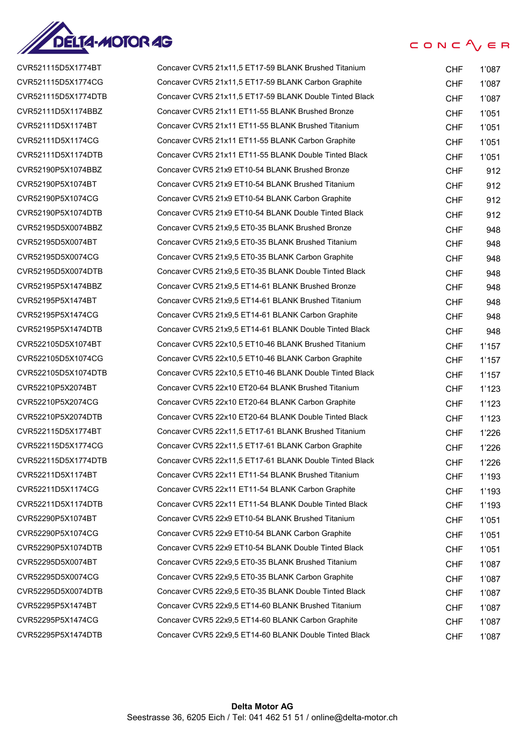| | | | |
|---|---|---|---|
| CVR521115D5X1774BT | Concaver CVR5 21x11,5 ET17-59 BLANK Brushed Titanium | CHF | 1'087 |
| CVR521115D5X1774CG | Concaver CVR5 21x11,5 ET17-59 BLANK Carbon Graphite | CHF | 1'087 |
| CVR521115D5X1774DTB | Concaver CVR5 21x11,5 ET17-59 BLANK Double Tinted Black | CHF | 1'087 |
| CVR52111D5X1174BBZ | Concaver CVR5 21x11 ET11-55 BLANK Brushed Bronze | CHF | 1'051 |
| CVR52111D5X1174BT | Concaver CVR5 21x11 ET11-55 BLANK Brushed Titanium | CHF | 1'051 |
| CVR52111D5X1174CG | Concaver CVR5 21x11 ET11-55 BLANK Carbon Graphite | CHF | 1'051 |
| CVR52111D5X1174DTB | Concaver CVR5 21x11 ET11-55 BLANK Double Tinted Black | CHF | 1'051 |
| CVR52190P5X1074BBZ | Concaver CVR5 21x9 ET10-54 BLANK Brushed Bronze | CHF | 912 |
| CVR52190P5X1074BT | Concaver CVR5 21x9 ET10-54 BLANK Brushed Titanium | CHF | 912 |
| CVR52190P5X1074CG | Concaver CVR5 21x9 ET10-54 BLANK Carbon Graphite | CHF | 912 |
| CVR52190P5X1074DTB | Concaver CVR5 21x9 ET10-54 BLANK Double Tinted Black | CHF | 912 |
| CVR52195D5X0074BBZ | Concaver CVR5 21x9,5 ET0-35 BLANK Brushed Bronze | CHF | 948 |
| CVR52195D5X0074BT | Concaver CVR5 21x9,5 ET0-35 BLANK Brushed Titanium | CHF | 948 |
| CVR52195D5X0074CG | Concaver CVR5 21x9,5 ET0-35 BLANK Carbon Graphite | CHF | 948 |
| CVR52195D5X0074DTB | Concaver CVR5 21x9,5 ET0-35 BLANK Double Tinted Black | CHF | 948 |
| CVR52195P5X1474BBZ | Concaver CVR5 21x9,5 ET14-61 BLANK Brushed Bronze | CHF | 948 |
| CVR52195P5X1474BT | Concaver CVR5 21x9,5 ET14-61 BLANK Brushed Titanium | CHF | 948 |
| CVR52195P5X1474CG | Concaver CVR5 21x9,5 ET14-61 BLANK Carbon Graphite | CHF | 948 |
| CVR52195P5X1474DTB | Concaver CVR5 21x9,5 ET14-61 BLANK Double Tinted Black | CHF | 948 |
| CVR522105D5X1074BT | Concaver CVR5 22x10,5 ET10-46 BLANK Brushed Titanium | CHF | 1'157 |
| CVR522105D5X1074CG | Concaver CVR5 22x10,5 ET10-46 BLANK Carbon Graphite | CHF | 1'157 |
| CVR522105D5X1074DTB | Concaver CVR5 22x10,5 ET10-46 BLANK Double Tinted Black | CHF | 1'157 |
| CVR52210P5X2074BT | Concaver CVR5 22x10 ET20-64 BLANK Brushed Titanium | CHF | 1'123 |
| CVR52210P5X2074CG | Concaver CVR5 22x10 ET20-64 BLANK Carbon Graphite | CHF | 1'123 |
| CVR52210P5X2074DTB | Concaver CVR5 22x10 ET20-64 BLANK Double Tinted Black | CHF | 1'123 |
| CVR522115D5X1774BT | Concaver CVR5 22x11,5 ET17-61 BLANK Brushed Titanium | CHF | 1'226 |
| CVR522115D5X1774CG | Concaver CVR5 22x11,5 ET17-61 BLANK Carbon Graphite | CHF | 1'226 |
| CVR522115D5X1774DTB | Concaver CVR5 22x11,5 ET17-61 BLANK Double Tinted Black | CHF | 1'226 |
| CVR52211D5X1174BT | Concaver CVR5 22x11 ET11-54 BLANK Brushed Titanium | CHF | 1'193 |
| CVR52211D5X1174CG | Concaver CVR5 22x11 ET11-54 BLANK Carbon Graphite | CHF | 1'193 |
| CVR52211D5X1174DTB | Concaver CVR5 22x11 ET11-54 BLANK Double Tinted Black | CHF | 1'193 |
| CVR52290P5X1074BT | Concaver CVR5 22x9 ET10-54 BLANK Brushed Titanium | CHF | 1'051 |
| CVR52290P5X1074CG | Concaver CVR5 22x9 ET10-54 BLANK Carbon Graphite | CHF | 1'051 |
| CVR52290P5X1074DTB | Concaver CVR5 22x9 ET10-54 BLANK Double Tinted Black | CHF | 1'051 |
| CVR52295D5X0074BT | Concaver CVR5 22x9,5 ET0-35 BLANK Brushed Titanium | CHF | 1'087 |
| CVR52295D5X0074CG | Concaver CVR5 22x9,5 ET0-35 BLANK Carbon Graphite | CHF | 1'087 |
| CVR52295D5X0074DTB | Concaver CVR5 22x9,5 ET0-35 BLANK Double Tinted Black | CHF | 1'087 |
| CVR52295P5X1474BT | Concaver CVR5 22x9,5 ET14-60 BLANK Brushed Titanium | CHF | 1'087 |
| CVR52295P5X1474CG | Concaver CVR5 22x9,5 ET14-60 BLANK Carbon Graphite | CHF | 1'087 |
| CVR52295P5X1474DTB | Concaver CVR5 22x9,5 ET14-60 BLANK Double Tinted Black | CHF | 1'087 |

**Delta Motor AG**
Seestrasse 36, 6205 Eich / Tel: 041 462 51 51 / online@delta-motor.ch